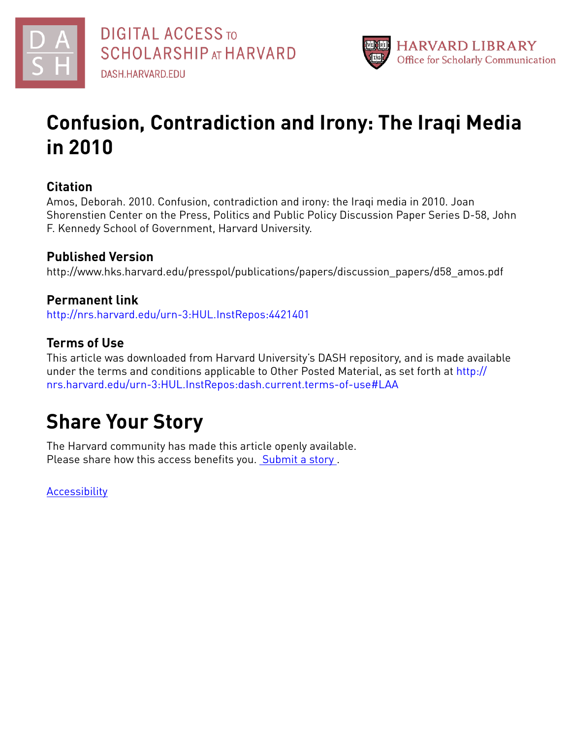DIGITAL ACCESS TO SCHOLARSHIP AT HARVARD
DASH.HARVARD.EDU

HARVARD LIBRARY
Office for Scholarly Communication

# Confusion, Contradiction and Irony: The Iraqi Media in 2010

### Citation

Amos, Deborah. 2010. Confusion, contradiction and irony: the Iraqi media in 2010. Joan Shorenstien Center on the Press, Politics and Public Policy Discussion Paper Series D-58, John F. Kennedy School of Government, Harvard University.

### Published Version

http://www.hks.harvard.edu/presspol/publications/papers/discussion_papers/d58_amos.pdf

### Permanent link

http://nrs.harvard.edu/urn-3:HUL.InstRepos:4421401

### Terms of Use

This article was downloaded from Harvard University's DASH repository, and is made available under the terms and conditions applicable to Other Posted Material, as set forth at http://nrs.harvard.edu/urn-3:HUL.InstRepos:dash.current.terms-of-use#LAA

## Share Your Story

The Harvard community has made this article openly available.
Please share how this access benefits you. Submit a story.

Accessibility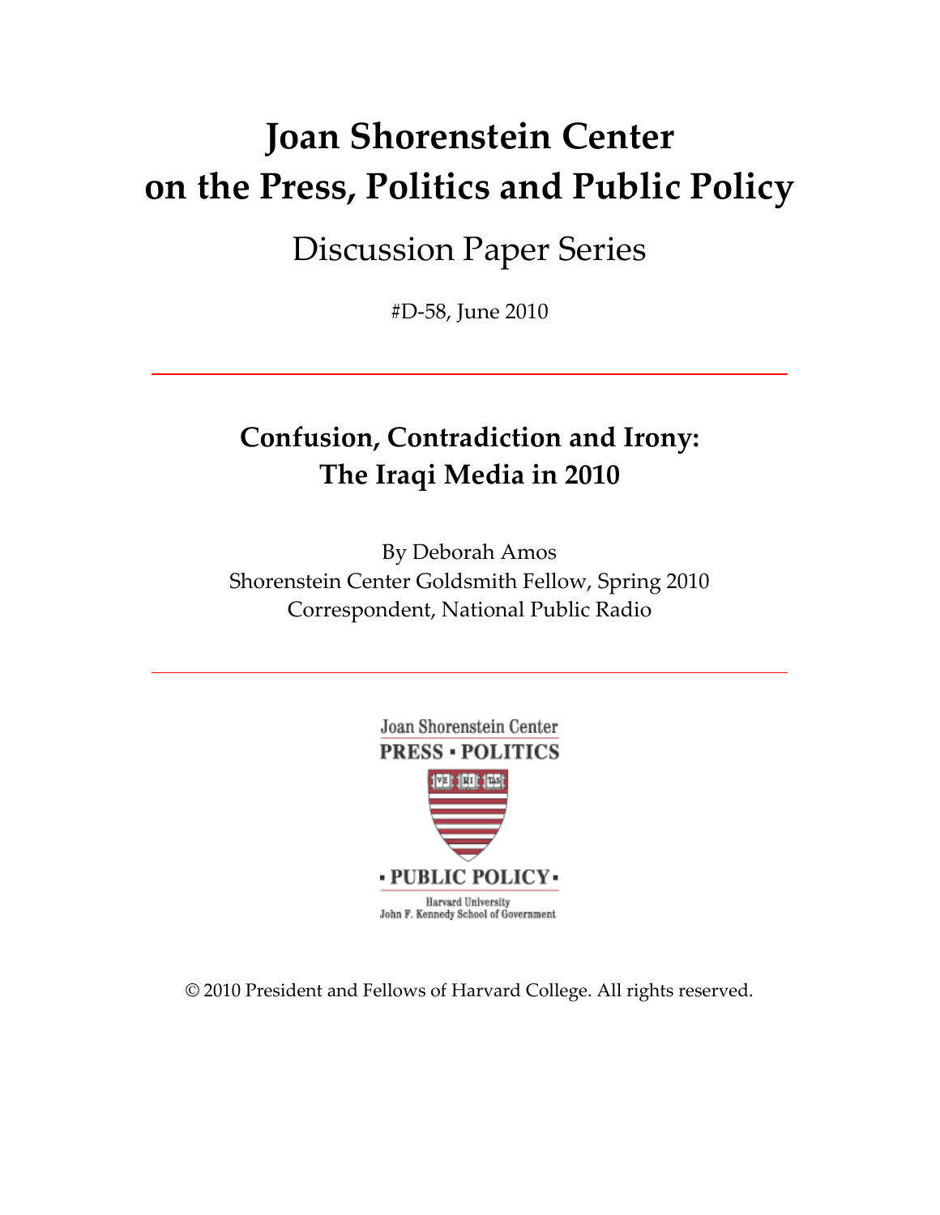# Joan Shorenstein Center on the Press, Politics and Public Policy

Discussion Paper Series

#D-58, June 2010

## Confusion, Contradiction and Irony: The Iraqi Media in 2010

By Deborah Amos

Shorenstein Center Goldsmith Fellow, Spring 2010

Correspondent, National Public Radio

Joan Shorenstein Center

PRESS ▪ POLITICS

▪ PUBLIC POLICY ▪

Harvard University

John F. Kennedy School of Government

© 2010 President and Fellows of Harvard College. All rights reserved.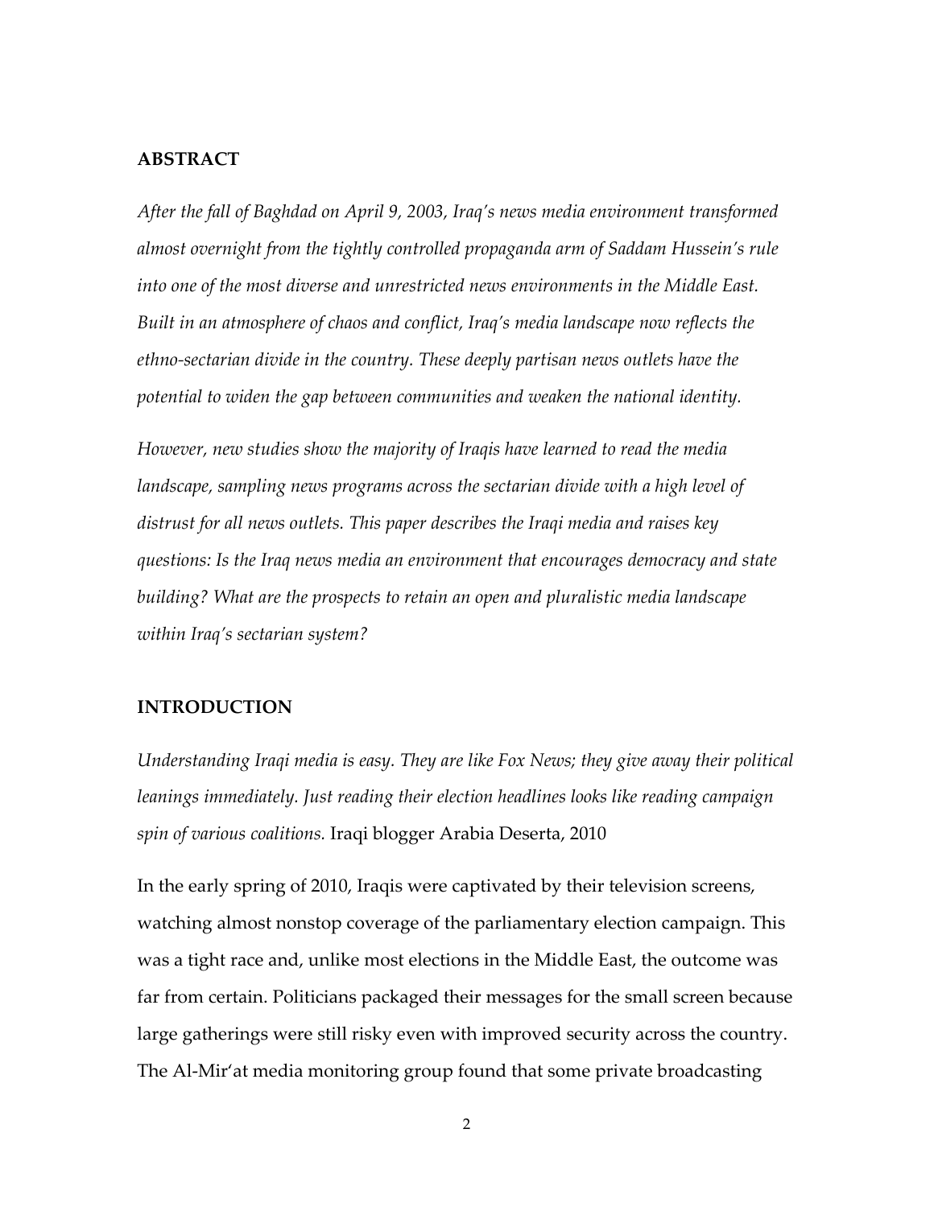## ABSTRACT

*After the fall of Baghdad on April 9, 2003, Iraq's news media environment transformed almost overnight from the tightly controlled propaganda arm of Saddam Hussein's rule into one of the most diverse and unrestricted news environments in the Middle East. Built in an atmosphere of chaos and conflict, Iraq's media landscape now reflects the ethno-sectarian divide in the country. These deeply partisan news outlets have the potential to widen the gap between communities and weaken the national identity.*

*However, new studies show the majority of Iraqis have learned to read the media landscape, sampling news programs across the sectarian divide with a high level of distrust for all news outlets. This paper describes the Iraqi media and raises key questions: Is the Iraq news media an environment that encourages democracy and state building? What are the prospects to retain an open and pluralistic media landscape within Iraq's sectarian system?*

## INTRODUCTION

*Understanding Iraqi media is easy. They are like Fox News; they give away their political leanings immediately. Just reading their election headlines looks like reading campaign spin of various coalitions.* Iraqi blogger Arabia Deserta, 2010

In the early spring of 2010, Iraqis were captivated by their television screens, watching almost nonstop coverage of the parliamentary election campaign. This was a tight race and, unlike most elections in the Middle East, the outcome was far from certain. Politicians packaged their messages for the small screen because large gatherings were still risky even with improved security across the country. The Al-Mir'at media monitoring group found that some private broadcasting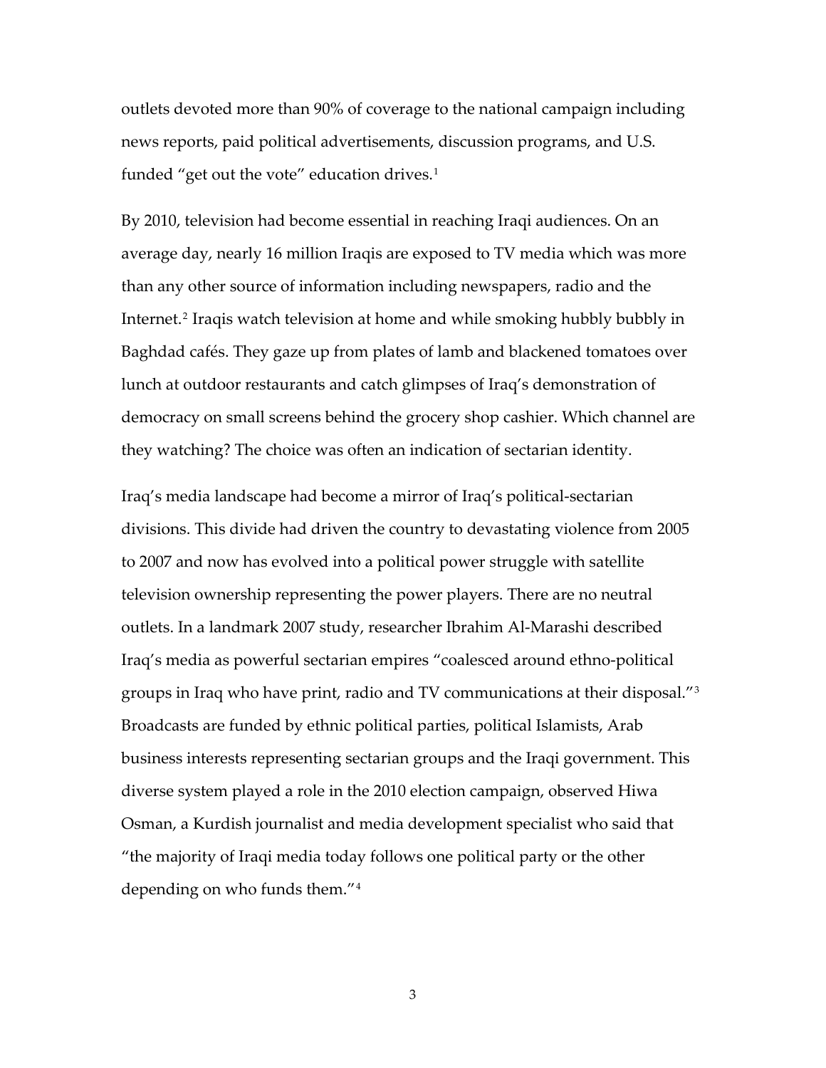outlets devoted more than 90% of coverage to the national campaign including news reports, paid political advertisements, discussion programs, and U.S. funded "get out the vote" education drives.[1]

By 2010, television had become essential in reaching Iraqi audiences. On an average day, nearly 16 million Iraqis are exposed to TV media which was more than any other source of information including newspapers, radio and the Internet.[2] Iraqis watch television at home and while smoking hubbly bubbly in Baghdad cafés. They gaze up from plates of lamb and blackened tomatoes over lunch at outdoor restaurants and catch glimpses of Iraq's demonstration of democracy on small screens behind the grocery shop cashier. Which channel are they watching? The choice was often an indication of sectarian identity.

Iraq's media landscape had become a mirror of Iraq's political-sectarian divisions. This divide had driven the country to devastating violence from 2005 to 2007 and now has evolved into a political power struggle with satellite television ownership representing the power players. There are no neutral outlets. In a landmark 2007 study, researcher Ibrahim Al-Marashi described Iraq's media as powerful sectarian empires "coalesced around ethno-political groups in Iraq who have print, radio and TV communications at their disposal."[3] Broadcasts are funded by ethnic political parties, political Islamists, Arab business interests representing sectarian groups and the Iraqi government. This diverse system played a role in the 2010 election campaign, observed Hiwa Osman, a Kurdish journalist and media development specialist who said that "the majority of Iraqi media today follows one political party or the other depending on who funds them."[4]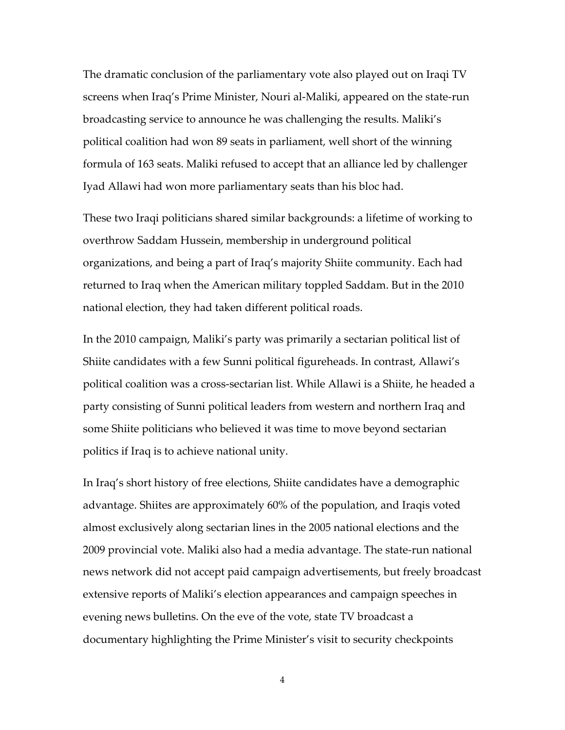The dramatic conclusion of the parliamentary vote also played out on Iraqi TV screens when Iraq's Prime Minister, Nouri al-Maliki, appeared on the state-run broadcasting service to announce he was challenging the results. Maliki's political coalition had won 89 seats in parliament, well short of the winning formula of 163 seats. Maliki refused to accept that an alliance led by challenger Iyad Allawi had won more parliamentary seats than his bloc had.

These two Iraqi politicians shared similar backgrounds: a lifetime of working to overthrow Saddam Hussein, membership in underground political organizations, and being a part of Iraq's majority Shiite community. Each had returned to Iraq when the American military toppled Saddam. But in the 2010 national election, they had taken different political roads.

In the 2010 campaign, Maliki's party was primarily a sectarian political list of Shiite candidates with a few Sunni political figureheads. In contrast, Allawi's political coalition was a cross-sectarian list. While Allawi is a Shiite, he headed a party consisting of Sunni political leaders from western and northern Iraq and some Shiite politicians who believed it was time to move beyond sectarian politics if Iraq is to achieve national unity.

In Iraq's short history of free elections, Shiite candidates have a demographic advantage. Shiites are approximately 60% of the population, and Iraqis voted almost exclusively along sectarian lines in the 2005 national elections and the 2009 provincial vote. Maliki also had a media advantage. The state-run national news network did not accept paid campaign advertisements, but freely broadcast extensive reports of Maliki's election appearances and campaign speeches in evening news bulletins. On the eve of the vote, state TV broadcast a documentary highlighting the Prime Minister's visit to security checkpoints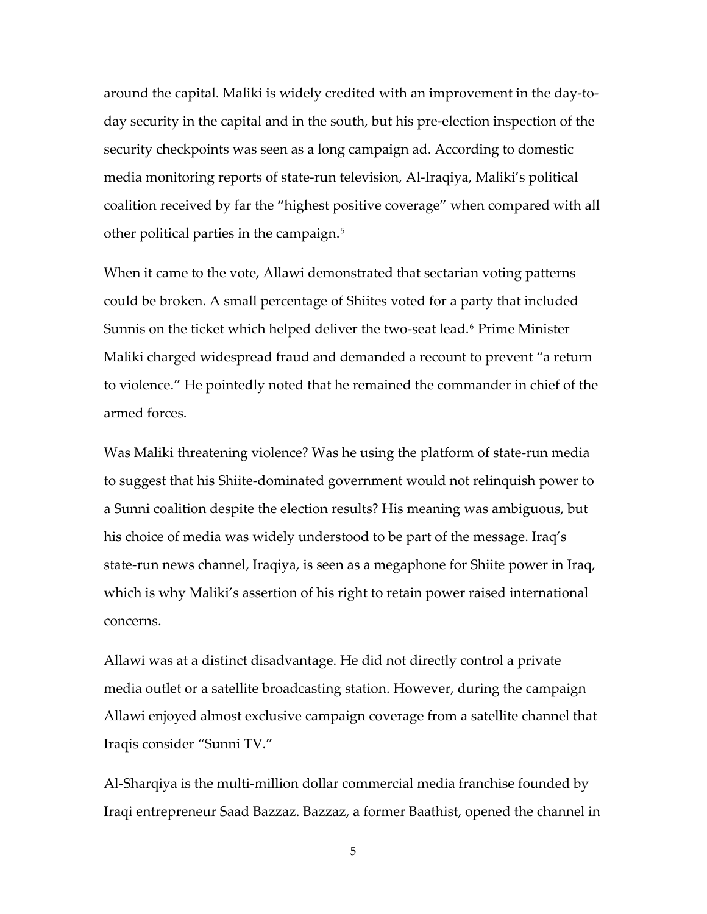around the capital. Maliki is widely credited with an improvement in the day-to-day security in the capital and in the south, but his pre-election inspection of the security checkpoints was seen as a long campaign ad. According to domestic media monitoring reports of state-run television, Al-Iraqiya, Maliki's political coalition received by far the "highest positive coverage" when compared with all other political parties in the campaign.[5]

When it came to the vote, Allawi demonstrated that sectarian voting patterns could be broken. A small percentage of Shiites voted for a party that included Sunnis on the ticket which helped deliver the two-seat lead.[6] Prime Minister Maliki charged widespread fraud and demanded a recount to prevent "a return to violence." He pointedly noted that he remained the commander in chief of the armed forces.

Was Maliki threatening violence? Was he using the platform of state-run media to suggest that his Shiite-dominated government would not relinquish power to a Sunni coalition despite the election results? His meaning was ambiguous, but his choice of media was widely understood to be part of the message. Iraq's state-run news channel, Iraqiya, is seen as a megaphone for Shiite power in Iraq, which is why Maliki's assertion of his right to retain power raised international concerns.

Allawi was at a distinct disadvantage. He did not directly control a private media outlet or a satellite broadcasting station. However, during the campaign Allawi enjoyed almost exclusive campaign coverage from a satellite channel that Iraqis consider "Sunni TV."

Al-Sharqiya is the multi-million dollar commercial media franchise founded by Iraqi entrepreneur Saad Bazzaz. Bazzaz, a former Baathist, opened the channel in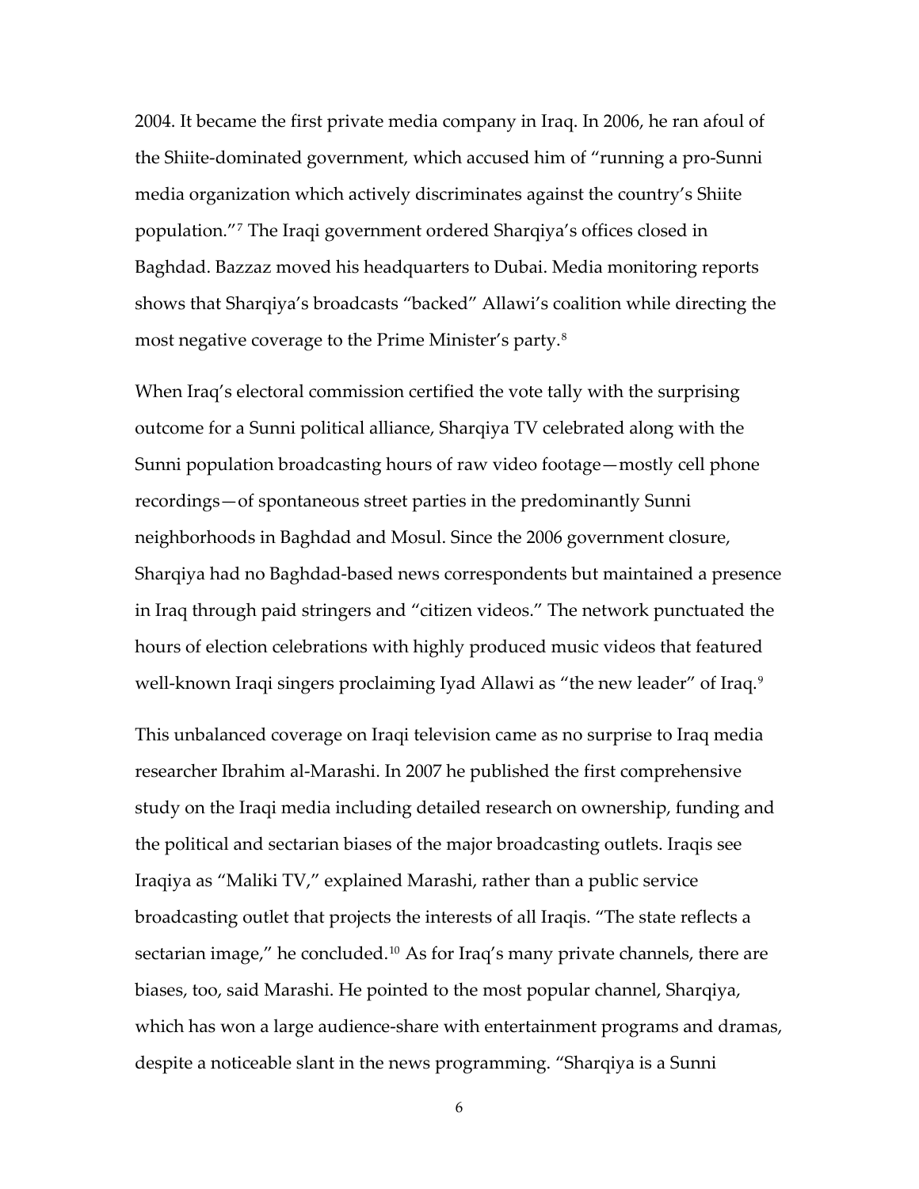2004. It became the first private media company in Iraq. In 2006, he ran afoul of the Shiite-dominated government, which accused him of "running a pro-Sunni media organization which actively discriminates against the country's Shiite population."[7] The Iraqi government ordered Sharqiya's offices closed in Baghdad. Bazzaz moved his headquarters to Dubai. Media monitoring reports shows that Sharqiya's broadcasts "backed" Allawi's coalition while directing the most negative coverage to the Prime Minister's party.[8]

When Iraq's electoral commission certified the vote tally with the surprising outcome for a Sunni political alliance, Sharqiya TV celebrated along with the Sunni population broadcasting hours of raw video footage—mostly cell phone recordings—of spontaneous street parties in the predominantly Sunni neighborhoods in Baghdad and Mosul. Since the 2006 government closure, Sharqiya had no Baghdad-based news correspondents but maintained a presence in Iraq through paid stringers and "citizen videos." The network punctuated the hours of election celebrations with highly produced music videos that featured well-known Iraqi singers proclaiming Iyad Allawi as "the new leader" of Iraq.[9]

This unbalanced coverage on Iraqi television came as no surprise to Iraq media researcher Ibrahim al-Marashi. In 2007 he published the first comprehensive study on the Iraqi media including detailed research on ownership, funding and the political and sectarian biases of the major broadcasting outlets. Iraqis see Iraqiya as "Maliki TV," explained Marashi, rather than a public service broadcasting outlet that projects the interests of all Iraqis. "The state reflects a sectarian image," he concluded.[10] As for Iraq's many private channels, there are biases, too, said Marashi. He pointed to the most popular channel, Sharqiya, which has won a large audience-share with entertainment programs and dramas, despite a noticeable slant in the news programming. "Sharqiya is a Sunni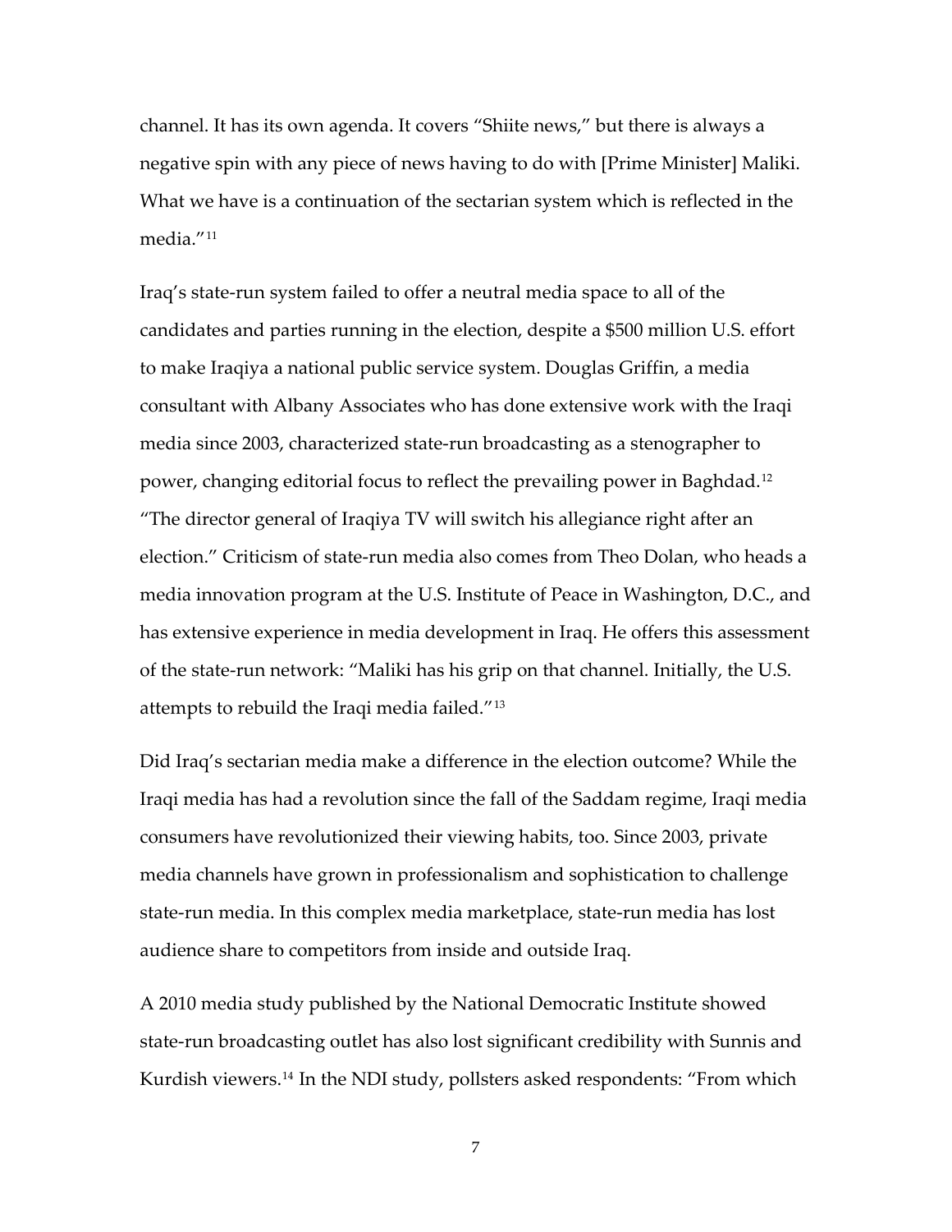channel. It has its own agenda. It covers "Shiite news," but there is always a negative spin with any piece of news having to do with [Prime Minister] Maliki. What we have is a continuation of the sectarian system which is reflected in the media."[11]

Iraq's state-run system failed to offer a neutral media space to all of the candidates and parties running in the election, despite a $500 million U.S. effort to make Iraqiya a national public service system. Douglas Griffin, a media consultant with Albany Associates who has done extensive work with the Iraqi media since 2003, characterized state-run broadcasting as a stenographer to power, changing editorial focus to reflect the prevailing power in Baghdad.[12] "The director general of Iraqiya TV will switch his allegiance right after an election." Criticism of state-run media also comes from Theo Dolan, who heads a media innovation program at the U.S. Institute of Peace in Washington, D.C., and has extensive experience in media development in Iraq. He offers this assessment of the state-run network: "Maliki has his grip on that channel. Initially, the U.S. attempts to rebuild the Iraqi media failed."[13]

Did Iraq's sectarian media make a difference in the election outcome? While the Iraqi media has had a revolution since the fall of the Saddam regime, Iraqi media consumers have revolutionized their viewing habits, too. Since 2003, private media channels have grown in professionalism and sophistication to challenge state-run media. In this complex media marketplace, state-run media has lost audience share to competitors from inside and outside Iraq.

A 2010 media study published by the National Democratic Institute showed state-run broadcasting outlet has also lost significant credibility with Sunnis and Kurdish viewers.[14] In the NDI study, pollsters asked respondents: "From which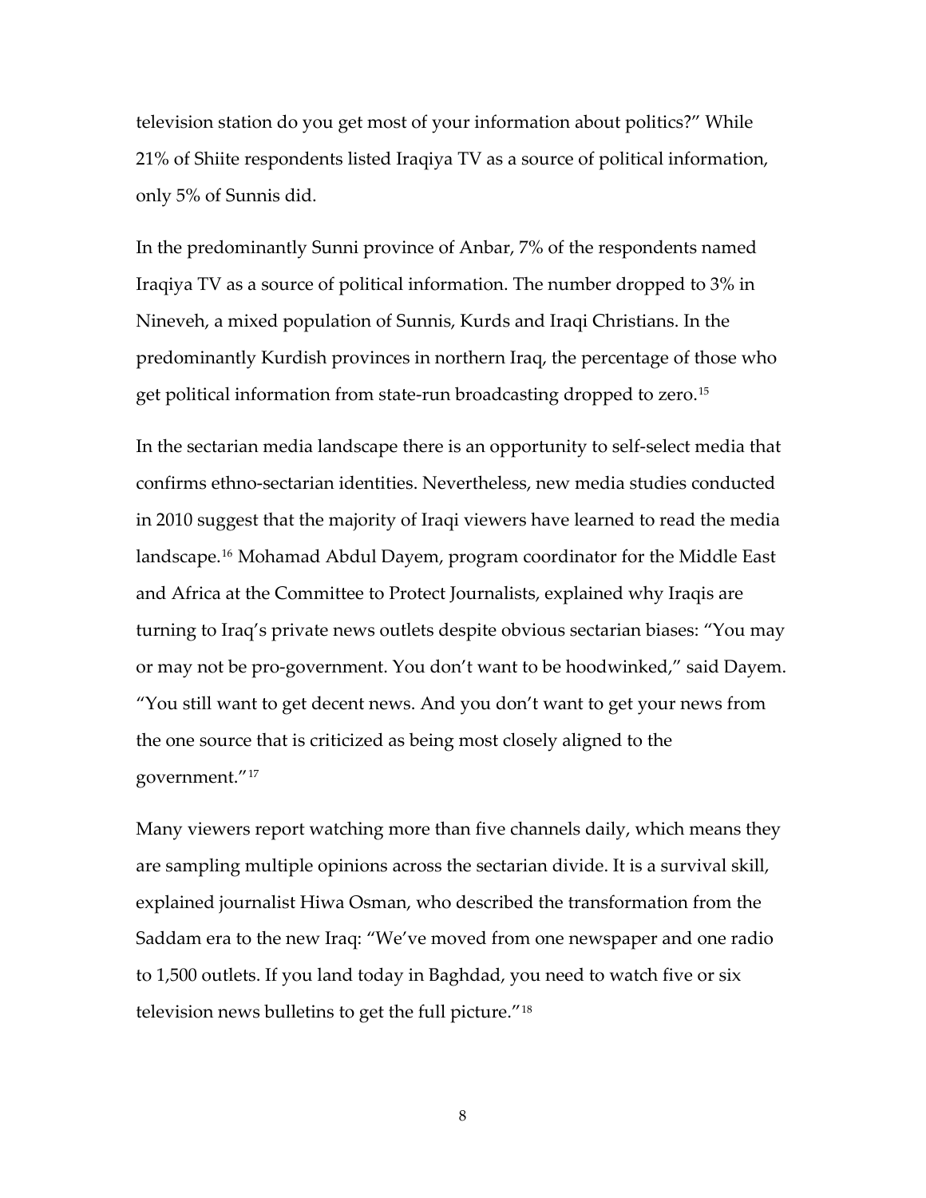television station do you get most of your information about politics?" While 21% of Shiite respondents listed Iraqiya TV as a source of political information, only 5% of Sunnis did.

In the predominantly Sunni province of Anbar, 7% of the respondents named Iraqiya TV as a source of political information. The number dropped to 3% in Nineveh, a mixed population of Sunnis, Kurds and Iraqi Christians. In the predominantly Kurdish provinces in northern Iraq, the percentage of those who get political information from state-run broadcasting dropped to zero.[15]

In the sectarian media landscape there is an opportunity to self-select media that confirms ethno-sectarian identities. Nevertheless, new media studies conducted in 2010 suggest that the majority of Iraqi viewers have learned to read the media landscape.[16] Mohamad Abdul Dayem, program coordinator for the Middle East and Africa at the Committee to Protect Journalists, explained why Iraqis are turning to Iraq's private news outlets despite obvious sectarian biases: "You may or may not be pro-government. You don't want to be hoodwinked," said Dayem. "You still want to get decent news. And you don't want to get your news from the one source that is criticized as being most closely aligned to the government."[17]

Many viewers report watching more than five channels daily, which means they are sampling multiple opinions across the sectarian divide. It is a survival skill, explained journalist Hiwa Osman, who described the transformation from the Saddam era to the new Iraq: "We've moved from one newspaper and one radio to 1,500 outlets. If you land today in Baghdad, you need to watch five or six television news bulletins to get the full picture."[18]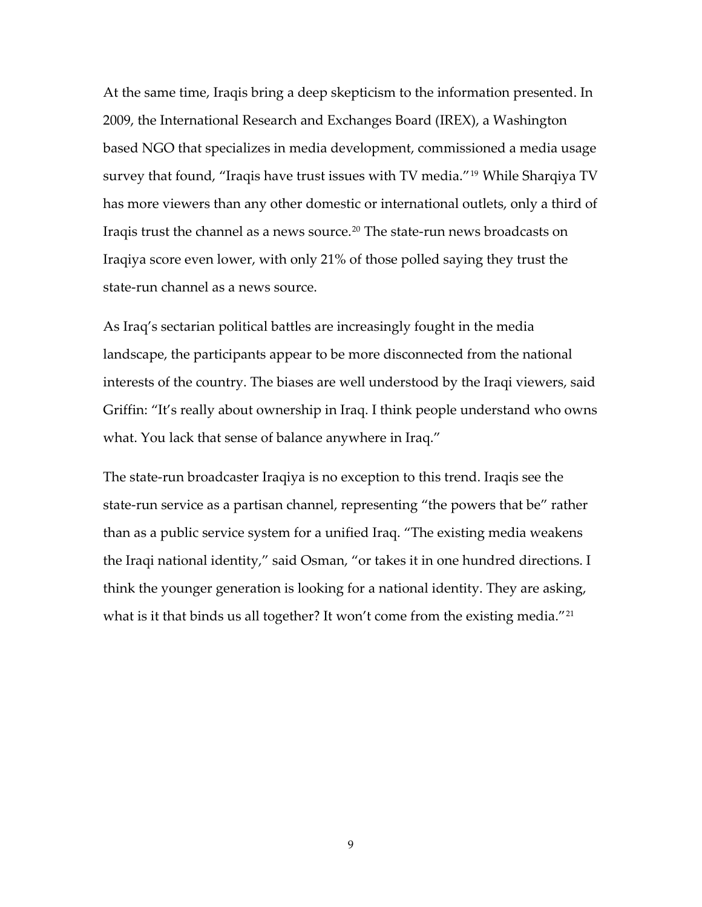At the same time, Iraqis bring a deep skepticism to the information presented. In 2009, the International Research and Exchanges Board (IREX), a Washington based NGO that specializes in media development, commissioned a media usage survey that found, "Iraqis have trust issues with TV media."[19] While Sharqiya TV has more viewers than any other domestic or international outlets, only a third of Iraqis trust the channel as a news source.[20] The state-run news broadcasts on Iraqiya score even lower, with only 21% of those polled saying they trust the state-run channel as a news source.

As Iraq's sectarian political battles are increasingly fought in the media landscape, the participants appear to be more disconnected from the national interests of the country. The biases are well understood by the Iraqi viewers, said Griffin: "It's really about ownership in Iraq. I think people understand who owns what. You lack that sense of balance anywhere in Iraq."

The state-run broadcaster Iraqiya is no exception to this trend. Iraqis see the state-run service as a partisan channel, representing "the powers that be" rather than as a public service system for a unified Iraq. "The existing media weakens the Iraqi national identity," said Osman, "or takes it in one hundred directions. I think the younger generation is looking for a national identity. They are asking, what is it that binds us all together? It won't come from the existing media."[21]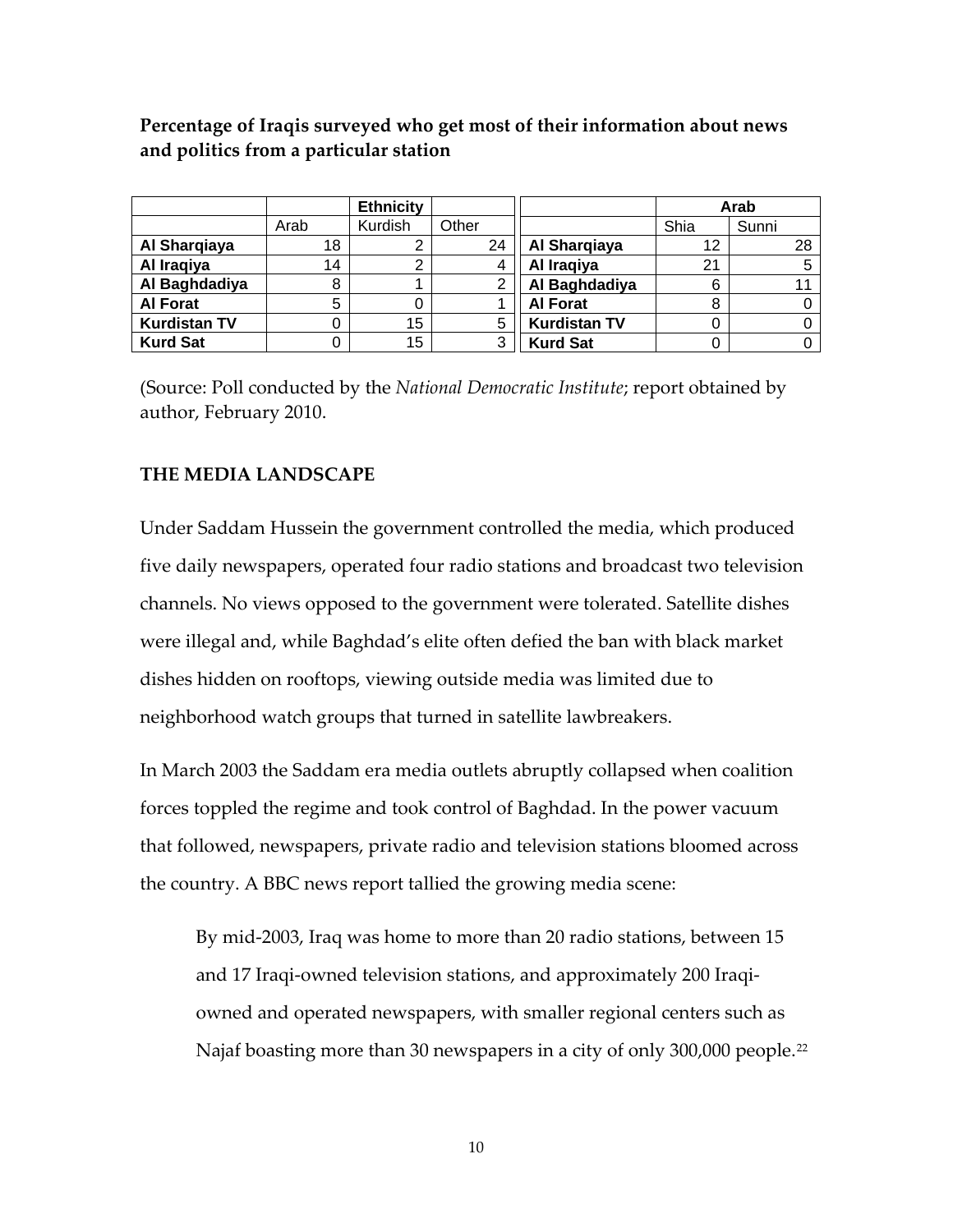**Percentage of Iraqis surveyed who get most of their information about news and politics from a particular station**

| | Ethnicity | | |
|---|---|---|---|
| | Arab | Kurdish | Other |
| **Al Sharqiaya** | 18 | 2 | 24 |
| **Al Iraqiya** | 14 | 2 | 4 |
| **Al Baghdadiya** | 8 | 1 | 2 |
| **Al Forat** | 5 | 0 | 1 |
| **Kurdistan TV** | 0 | 15 | 5 |
| **Kurd Sat** | 0 | 15 | 3 |

| | Arab | |
|---|---|---|
| | Shia | Sunni |
| **Al Sharqiaya** | 12 | 28 |
| **Al Iraqiya** | 21 | 5 |
| **Al Baghdadiya** | 6 | 11 |
| **Al Forat** | 8 | 0 |
| **Kurdistan TV** | 0 | 0 |
| **Kurd Sat** | 0 | 0 |

(Source: Poll conducted by the *National Democratic Institute*; report obtained by author, February 2010.

### THE MEDIA LANDSCAPE

Under Saddam Hussein the government controlled the media, which produced five daily newspapers, operated four radio stations and broadcast two television channels. No views opposed to the government were tolerated. Satellite dishes were illegal and, while Baghdad's elite often defied the ban with black market dishes hidden on rooftops, viewing outside media was limited due to neighborhood watch groups that turned in satellite lawbreakers.

In March 2003 the Saddam era media outlets abruptly collapsed when coalition forces toppled the regime and took control of Baghdad. In the power vacuum that followed, newspapers, private radio and television stations bloomed across the country. A BBC news report tallied the growing media scene:

> By mid-2003, Iraq was home to more than 20 radio stations, between 15 and 17 Iraqi-owned television stations, and approximately 200 Iraqi-owned and operated newspapers, with smaller regional centers such as Najaf boasting more than 30 newspapers in a city of only 300,000 people.[22]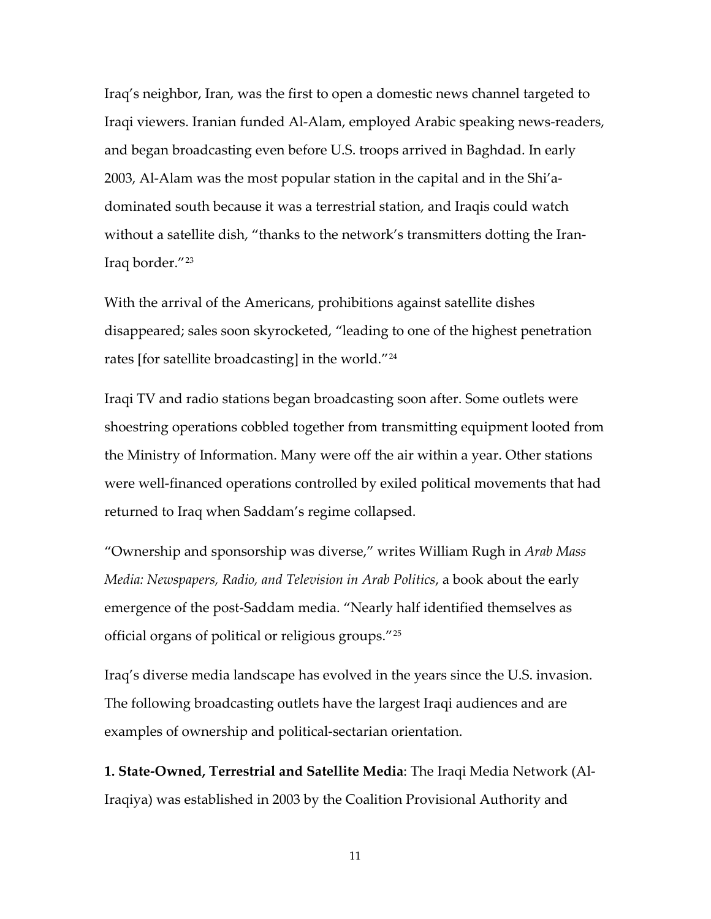Iraq's neighbor, Iran, was the first to open a domestic news channel targeted to Iraqi viewers. Iranian funded Al-Alam, employed Arabic speaking news-readers, and began broadcasting even before U.S. troops arrived in Baghdad. In early 2003, Al-Alam was the most popular station in the capital and in the Shi'a-dominated south because it was a terrestrial station, and Iraqis could watch without a satellite dish, "thanks to the network's transmitters dotting the Iran-Iraq border."[23]

With the arrival of the Americans, prohibitions against satellite dishes disappeared; sales soon skyrocketed, "leading to one of the highest penetration rates [for satellite broadcasting] in the world."[24]

Iraqi TV and radio stations began broadcasting soon after. Some outlets were shoestring operations cobbled together from transmitting equipment looted from the Ministry of Information. Many were off the air within a year. Other stations were well-financed operations controlled by exiled political movements that had returned to Iraq when Saddam's regime collapsed.

"Ownership and sponsorship was diverse," writes William Rugh in *Arab Mass Media: Newspapers, Radio, and Television in Arab Politics*, a book about the early emergence of the post-Saddam media. "Nearly half identified themselves as official organs of political or religious groups."[25]

Iraq's diverse media landscape has evolved in the years since the U.S. invasion. The following broadcasting outlets have the largest Iraqi audiences and are examples of ownership and political-sectarian orientation.

**1. State-Owned, Terrestrial and Satellite Media**: The Iraqi Media Network (Al-Iraqiya) was established in 2003 by the Coalition Provisional Authority and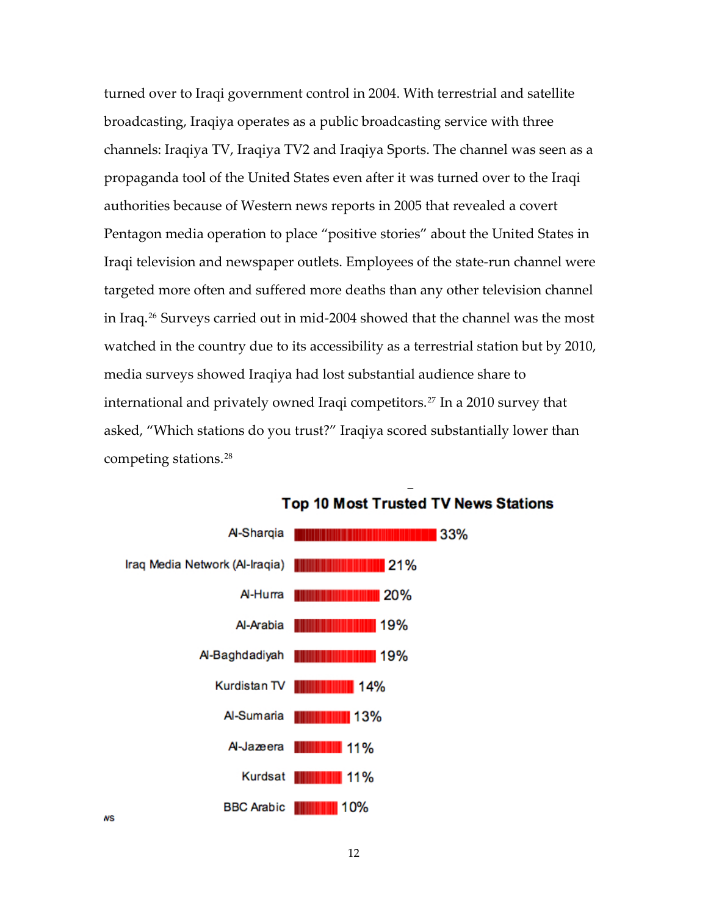turned over to Iraqi government control in 2004. With terrestrial and satellite broadcasting, Iraqiya operates as a public broadcasting service with three channels: Iraqiya TV, Iraqiya TV2 and Iraqiya Sports. The channel was seen as a propaganda tool of the United States even after it was turned over to the Iraqi authorities because of Western news reports in 2005 that revealed a covert Pentagon media operation to place "positive stories" about the United States in Iraqi television and newspaper outlets. Employees of the state-run channel were targeted more often and suffered more deaths than any other television channel in Iraq.[26] Surveys carried out in mid-2004 showed that the channel was the most watched in the country due to its accessibility as a terrestrial station but by 2010, media surveys showed Iraqiya had lost substantial audience share to international and privately owned Iraqi competitors.[27] In a 2010 survey that asked, "Which stations do you trust?" Iraqiya scored substantially lower than competing stations.[28]

**Top 10 Most Trusted TV News Stations**

| Station | Percentage |
|---|---|
| Al-Sharqia | 33% |
| Iraq Media Network (Al-Iraqia) | 21% |
| Al-Hurra | 20% |
| Al-Arabia | 19% |
| Al-Baghdadiyah | 19% |
| Kurdistan TV | 14% |
| Al-Sumaria | 13% |
| Al-Jazeera | 11% |
| Kurdsat | 11% |
| BBC Arabic | 10% |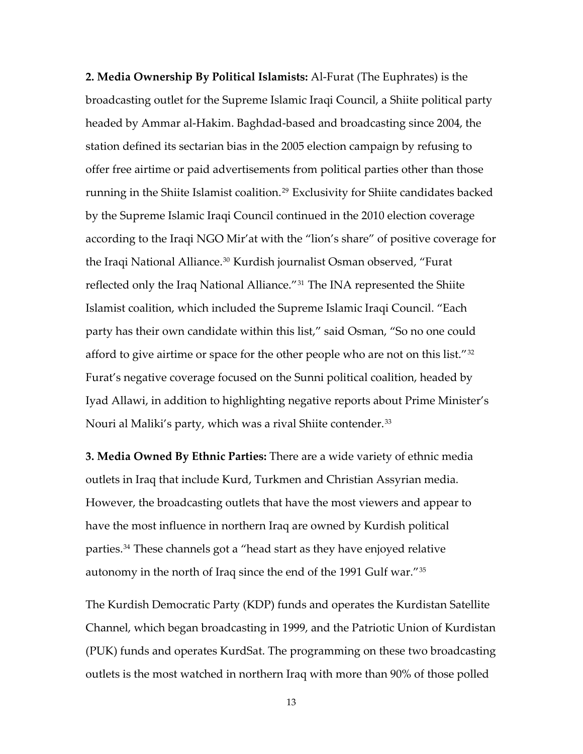**2. Media Ownership By Political Islamists:** Al-Furat (The Euphrates) is the broadcasting outlet for the Supreme Islamic Iraqi Council, a Shiite political party headed by Ammar al-Hakim. Baghdad-based and broadcasting since 2004, the station defined its sectarian bias in the 2005 election campaign by refusing to offer free airtime or paid advertisements from political parties other than those running in the Shiite Islamist coalition.[29] Exclusivity for Shiite candidates backed by the Supreme Islamic Iraqi Council continued in the 2010 election coverage according to the Iraqi NGO Mir'at with the "lion's share" of positive coverage for the Iraqi National Alliance.[30] Kurdish journalist Osman observed, "Furat reflected only the Iraq National Alliance."[31] The INA represented the Shiite Islamist coalition, which included the Supreme Islamic Iraqi Council. "Each party has their own candidate within this list," said Osman, "So no one could afford to give airtime or space for the other people who are not on this list."[32] Furat's negative coverage focused on the Sunni political coalition, headed by Iyad Allawi, in addition to highlighting negative reports about Prime Minister's Nouri al Maliki's party, which was a rival Shiite contender.[33]

**3. Media Owned By Ethnic Parties:** There are a wide variety of ethnic media outlets in Iraq that include Kurd, Turkmen and Christian Assyrian media. However, the broadcasting outlets that have the most viewers and appear to have the most influence in northern Iraq are owned by Kurdish political parties.[34] These channels got a "head start as they have enjoyed relative autonomy in the north of Iraq since the end of the 1991 Gulf war."[35]

The Kurdish Democratic Party (KDP) funds and operates the Kurdistan Satellite Channel, which began broadcasting in 1999, and the Patriotic Union of Kurdistan (PUK) funds and operates KurdSat. The programming on these two broadcasting outlets is the most watched in northern Iraq with more than 90% of those polled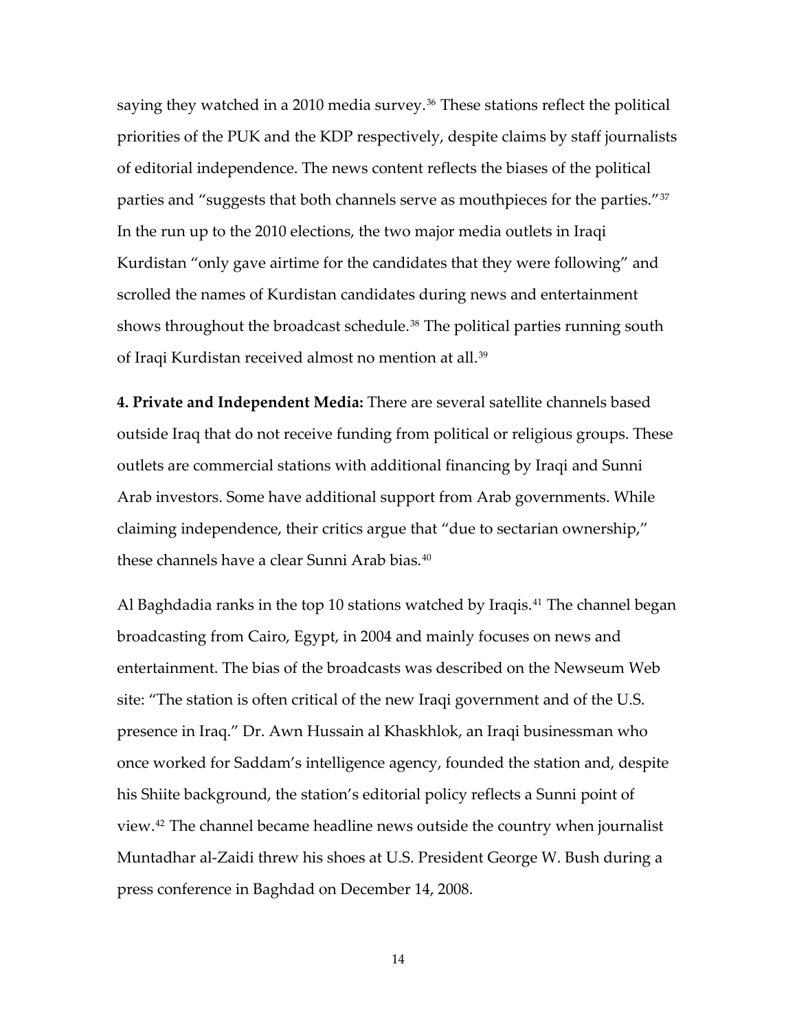saying they watched in a 2010 media survey.[36] These stations reflect the political priorities of the PUK and the KDP respectively, despite claims by staff journalists of editorial independence. The news content reflects the biases of the political parties and "suggests that both channels serve as mouthpieces for the parties."[37] In the run up to the 2010 elections, the two major media outlets in Iraqi Kurdistan "only gave airtime for the candidates that they were following" and scrolled the names of Kurdistan candidates during news and entertainment shows throughout the broadcast schedule.[38] The political parties running south of Iraqi Kurdistan received almost no mention at all.[39]

**4. Private and Independent Media:** There are several satellite channels based outside Iraq that do not receive funding from political or religious groups. These outlets are commercial stations with additional financing by Iraqi and Sunni Arab investors. Some have additional support from Arab governments. While claiming independence, their critics argue that "due to sectarian ownership," these channels have a clear Sunni Arab bias.[40]

Al Baghdadia ranks in the top 10 stations watched by Iraqis.[41] The channel began broadcasting from Cairo, Egypt, in 2004 and mainly focuses on news and entertainment. The bias of the broadcasts was described on the Newseum Web site: "The station is often critical of the new Iraqi government and of the U.S. presence in Iraq." Dr. Awn Hussain al Khaskhlok, an Iraqi businessman who once worked for Saddam's intelligence agency, founded the station and, despite his Shiite background, the station's editorial policy reflects a Sunni point of view.[42] The channel became headline news outside the country when journalist Muntadhar al-Zaidi threw his shoes at U.S. President George W. Bush during a press conference in Baghdad on December 14, 2008.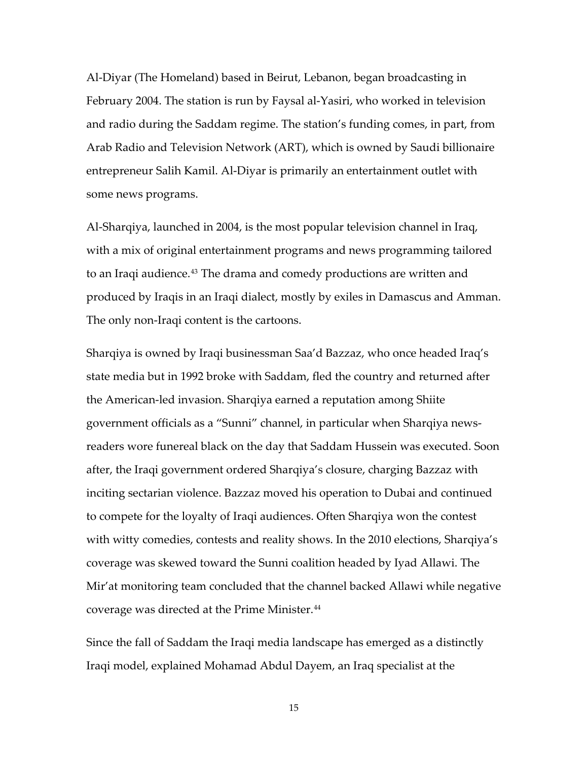Al-Diyar (The Homeland) based in Beirut, Lebanon, began broadcasting in February 2004. The station is run by Faysal al-Yasiri, who worked in television and radio during the Saddam regime. The station's funding comes, in part, from Arab Radio and Television Network (ART), which is owned by Saudi billionaire entrepreneur Salih Kamil. Al-Diyar is primarily an entertainment outlet with some news programs.

Al-Sharqiya, launched in 2004, is the most popular television channel in Iraq, with a mix of original entertainment programs and news programming tailored to an Iraqi audience.[43] The drama and comedy productions are written and produced by Iraqis in an Iraqi dialect, mostly by exiles in Damascus and Amman. The only non-Iraqi content is the cartoons.

Sharqiya is owned by Iraqi businessman Saa'd Bazzaz, who once headed Iraq's state media but in 1992 broke with Saddam, fled the country and returned after the American-led invasion. Sharqiya earned a reputation among Shiite government officials as a "Sunni" channel, in particular when Sharqiya news-readers wore funereal black on the day that Saddam Hussein was executed. Soon after, the Iraqi government ordered Sharqiya's closure, charging Bazzaz with inciting sectarian violence. Bazzaz moved his operation to Dubai and continued to compete for the loyalty of Iraqi audiences. Often Sharqiya won the contest with witty comedies, contests and reality shows. In the 2010 elections, Sharqiya's coverage was skewed toward the Sunni coalition headed by Iyad Allawi. The Mir'at monitoring team concluded that the channel backed Allawi while negative coverage was directed at the Prime Minister.[44]

Since the fall of Saddam the Iraqi media landscape has emerged as a distinctly Iraqi model, explained Mohamad Abdul Dayem, an Iraq specialist at the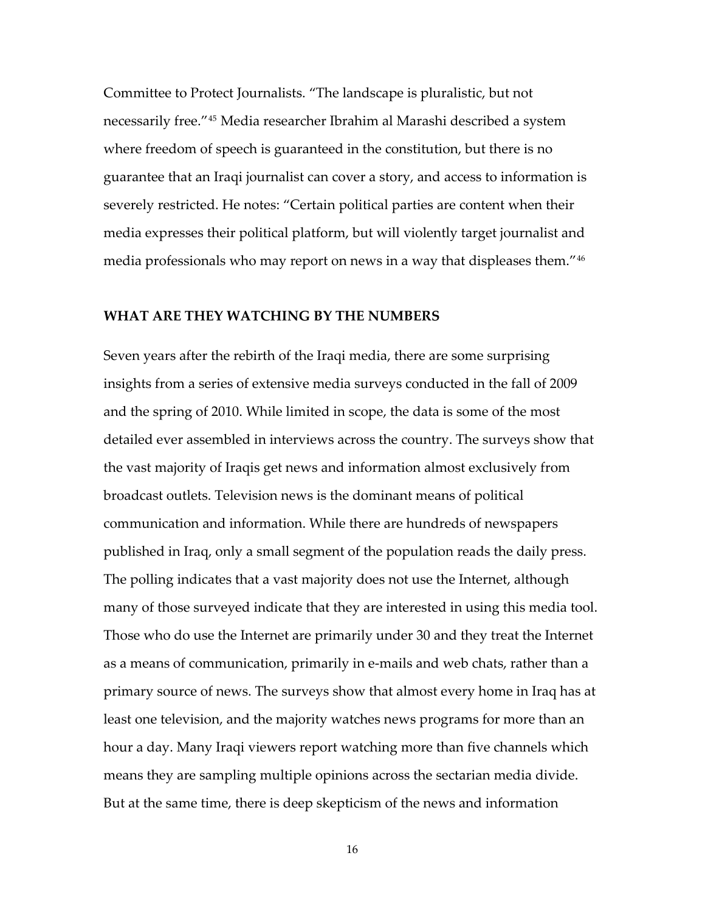Committee to Protect Journalists. “The landscape is pluralistic, but not necessarily free.”[45] Media researcher Ibrahim al Marashi described a system where freedom of speech is guaranteed in the constitution, but there is no guarantee that an Iraqi journalist can cover a story, and access to information is severely restricted. He notes: “Certain political parties are content when their media expresses their political platform, but will violently target journalist and media professionals who may report on news in a way that displeases them.”[46]

## WHAT ARE THEY WATCHING BY THE NUMBERS

Seven years after the rebirth of the Iraqi media, there are some surprising insights from a series of extensive media surveys conducted in the fall of 2009 and the spring of 2010. While limited in scope, the data is some of the most detailed ever assembled in interviews across the country. The surveys show that the vast majority of Iraqis get news and information almost exclusively from broadcast outlets. Television news is the dominant means of political communication and information. While there are hundreds of newspapers published in Iraq, only a small segment of the population reads the daily press. The polling indicates that a vast majority does not use the Internet, although many of those surveyed indicate that they are interested in using this media tool. Those who do use the Internet are primarily under 30 and they treat the Internet as a means of communication, primarily in e-mails and web chats, rather than a primary source of news. The surveys show that almost every home in Iraq has at least one television, and the majority watches news programs for more than an hour a day. Many Iraqi viewers report watching more than five channels which means they are sampling multiple opinions across the sectarian media divide. But at the same time, there is deep skepticism of the news and information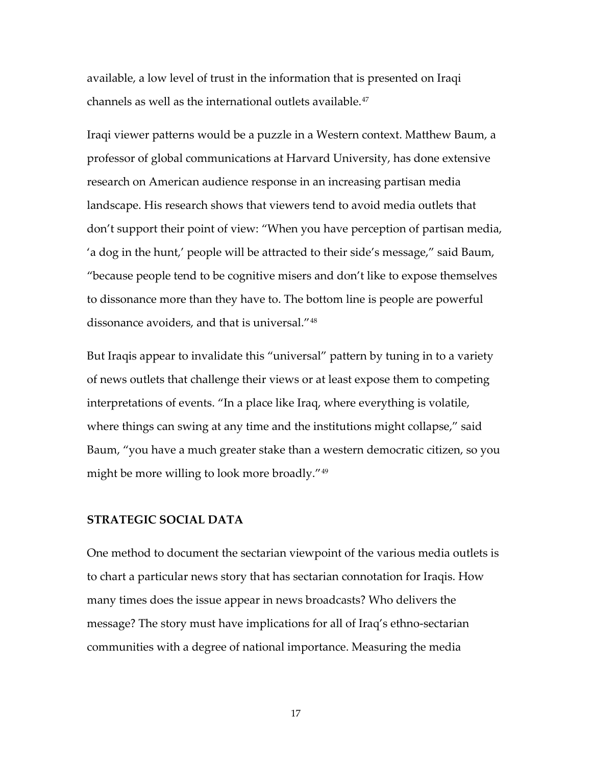available, a low level of trust in the information that is presented on Iraqi channels as well as the international outlets available.[47]

Iraqi viewer patterns would be a puzzle in a Western context. Matthew Baum, a professor of global communications at Harvard University, has done extensive research on American audience response in an increasing partisan media landscape. His research shows that viewers tend to avoid media outlets that don't support their point of view: "When you have perception of partisan media, 'a dog in the hunt,' people will be attracted to their side's message," said Baum, "because people tend to be cognitive misers and don't like to expose themselves to dissonance more than they have to. The bottom line is people are powerful dissonance avoiders, and that is universal."[48]

But Iraqis appear to invalidate this "universal" pattern by tuning in to a variety of news outlets that challenge their views or at least expose them to competing interpretations of events. "In a place like Iraq, where everything is volatile, where things can swing at any time and the institutions might collapse," said Baum, "you have a much greater stake than a western democratic citizen, so you might be more willing to look more broadly."[49]

## STRATEGIC SOCIAL DATA

One method to document the sectarian viewpoint of the various media outlets is to chart a particular news story that has sectarian connotation for Iraqis. How many times does the issue appear in news broadcasts? Who delivers the message? The story must have implications for all of Iraq's ethno-sectarian communities with a degree of national importance. Measuring the media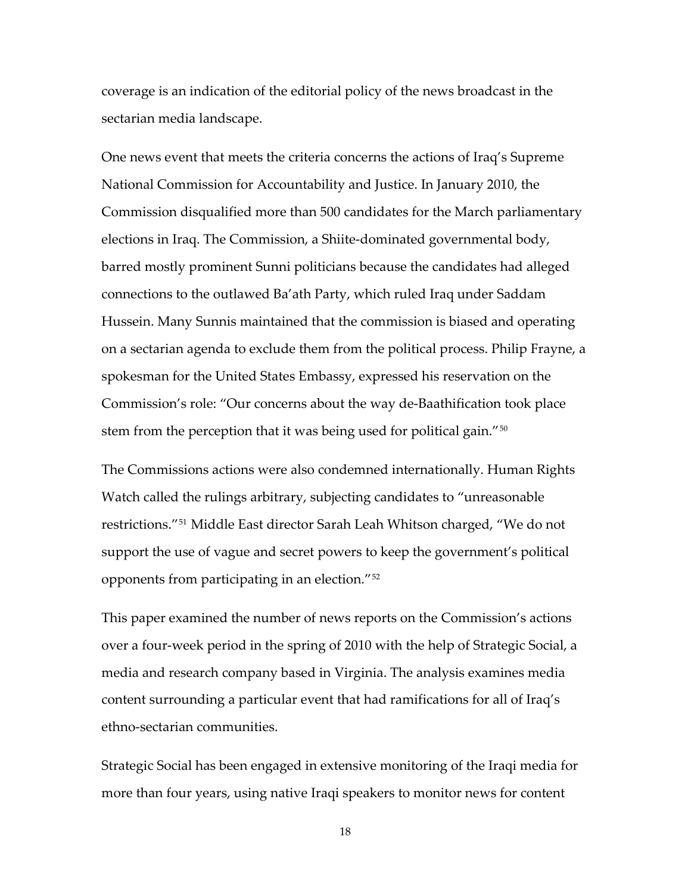coverage is an indication of the editorial policy of the news broadcast in the sectarian media landscape.

One news event that meets the criteria concerns the actions of Iraq's Supreme National Commission for Accountability and Justice. In January 2010, the Commission disqualified more than 500 candidates for the March parliamentary elections in Iraq. The Commission, a Shiite-dominated governmental body, barred mostly prominent Sunni politicians because the candidates had alleged connections to the outlawed Ba'ath Party, which ruled Iraq under Saddam Hussein. Many Sunnis maintained that the commission is biased and operating on a sectarian agenda to exclude them from the political process. Philip Frayne, a spokesman for the United States Embassy, expressed his reservation on the Commission's role: "Our concerns about the way de-Baathification took place stem from the perception that it was being used for political gain."[50]

The Commissions actions were also condemned internationally. Human Rights Watch called the rulings arbitrary, subjecting candidates to "unreasonable restrictions."[51] Middle East director Sarah Leah Whitson charged, "We do not support the use of vague and secret powers to keep the government's political opponents from participating in an election."[52]

This paper examined the number of news reports on the Commission's actions over a four-week period in the spring of 2010 with the help of Strategic Social, a media and research company based in Virginia. The analysis examines media content surrounding a particular event that had ramifications for all of Iraq's ethno-sectarian communities.

Strategic Social has been engaged in extensive monitoring of the Iraqi media for more than four years, using native Iraqi speakers to monitor news for content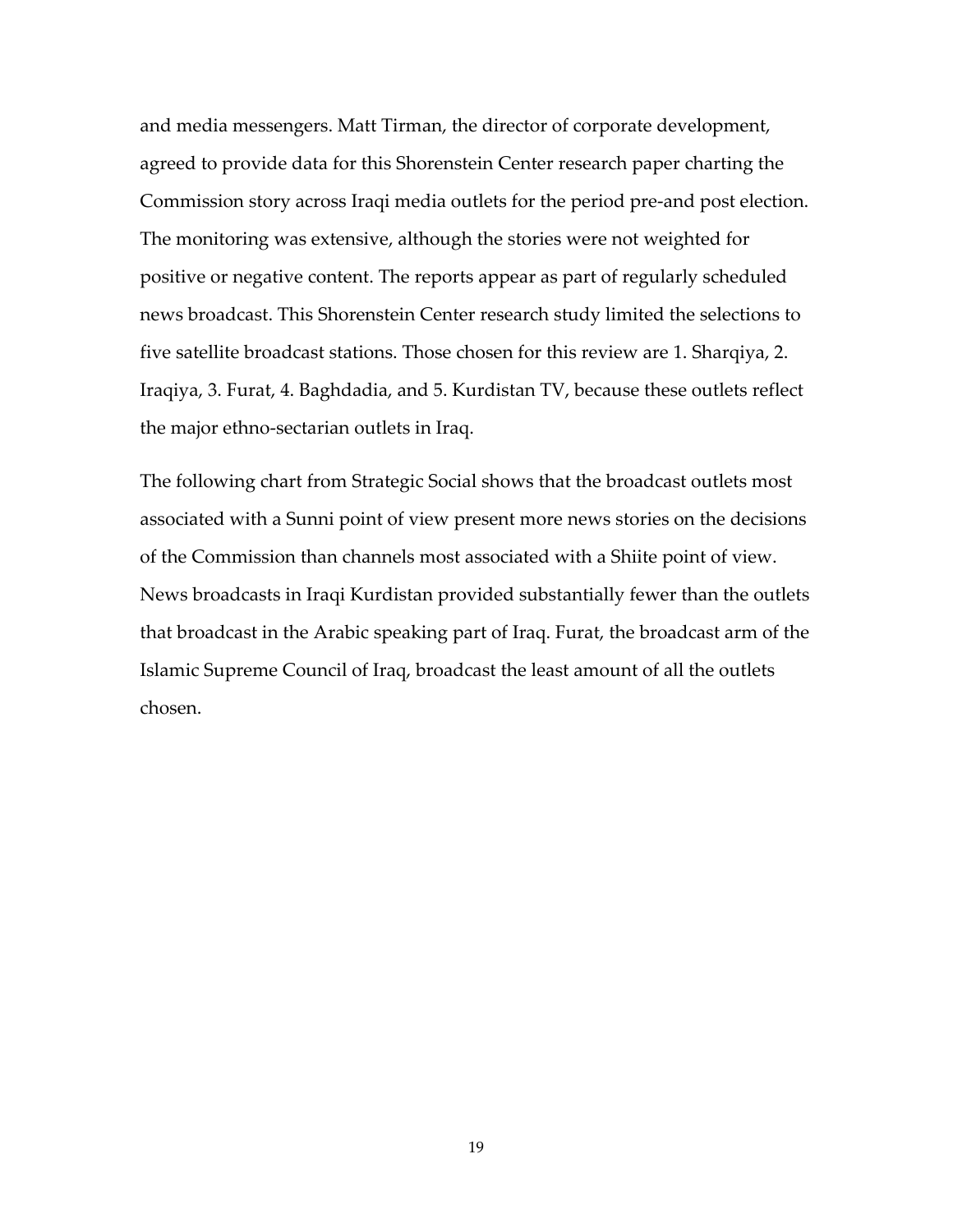and media messengers. Matt Tirman, the director of corporate development, agreed to provide data for this Shorenstein Center research paper charting the Commission story across Iraqi media outlets for the period pre-and post election. The monitoring was extensive, although the stories were not weighted for positive or negative content. The reports appear as part of regularly scheduled news broadcast. This Shorenstein Center research study limited the selections to five satellite broadcast stations. Those chosen for this review are 1. Sharqiya, 2. Iraqiya, 3. Furat, 4. Baghdadia, and 5. Kurdistan TV, because these outlets reflect the major ethno-sectarian outlets in Iraq.

The following chart from Strategic Social shows that the broadcast outlets most associated with a Sunni point of view present more news stories on the decisions of the Commission than channels most associated with a Shiite point of view. News broadcasts in Iraqi Kurdistan provided substantially fewer than the outlets that broadcast in the Arabic speaking part of Iraq. Furat, the broadcast arm of the Islamic Supreme Council of Iraq, broadcast the least amount of all the outlets chosen.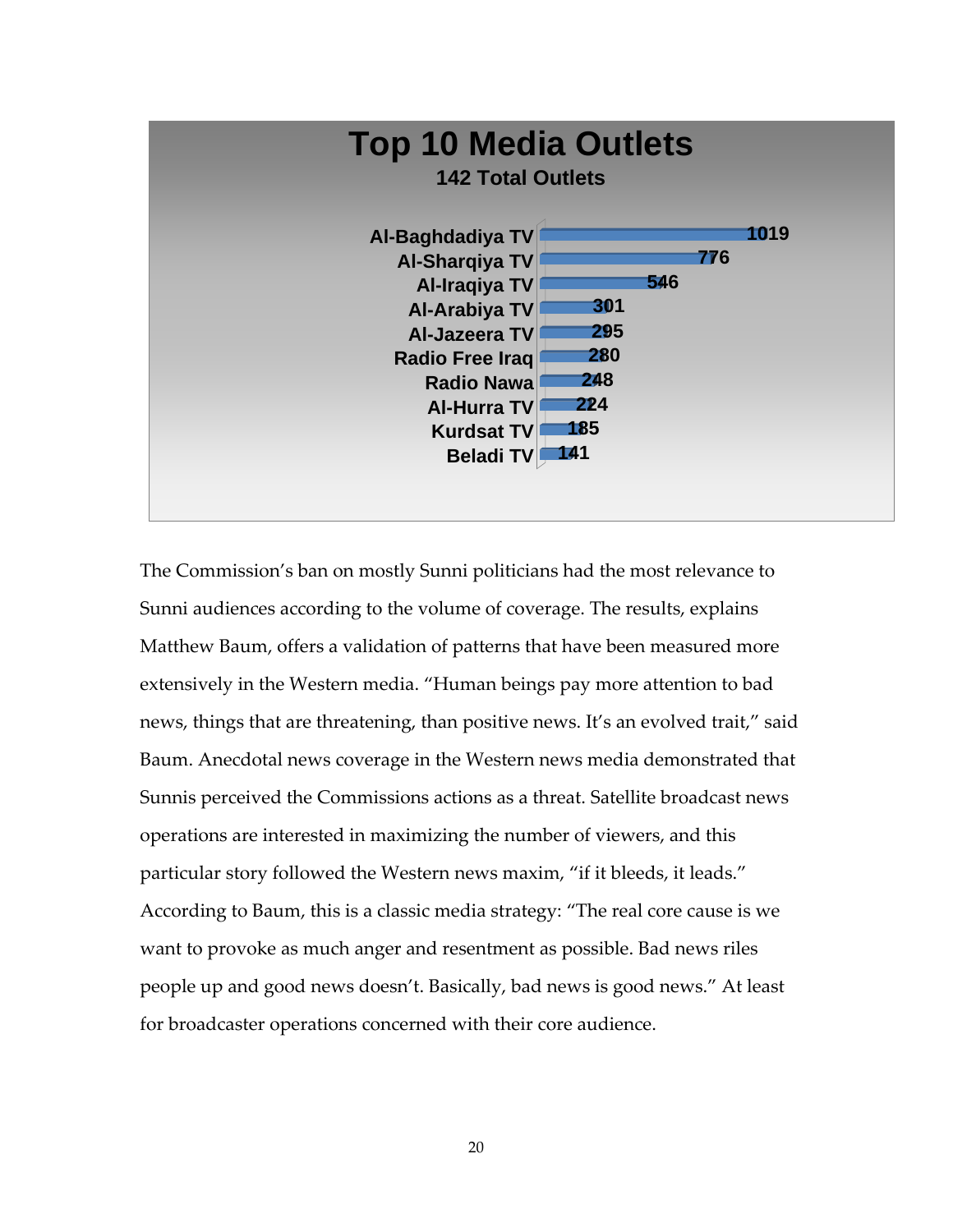**Top 10 Media Outlets**

**142 Total Outlets**

| Outlet | Count |
|---|---|
| Al-Baghdadiya TV | 1019 |
| Al-Sharqiya TV | 776 |
| Al-Iraqiya TV | 546 |
| Al-Arabiya TV | 301 |
| Al-Jazeera TV | 295 |
| Radio Free Iraq | 280 |
| Radio Nawa | 248 |
| Al-Hurra TV | 224 |
| Kurdsat TV | 185 |
| Beladi TV | 141 |

The Commission's ban on mostly Sunni politicians had the most relevance to Sunni audiences according to the volume of coverage. The results, explains Matthew Baum, offers a validation of patterns that have been measured more extensively in the Western media. "Human beings pay more attention to bad news, things that are threatening, than positive news. It's an evolved trait," said Baum. Anecdotal news coverage in the Western news media demonstrated that Sunnis perceived the Commissions actions as a threat. Satellite broadcast news operations are interested in maximizing the number of viewers, and this particular story followed the Western news maxim, "if it bleeds, it leads." According to Baum, this is a classic media strategy: "The real core cause is we want to provoke as much anger and resentment as possible. Bad news riles people up and good news doesn't. Basically, bad news is good news." At least for broadcaster operations concerned with their core audience.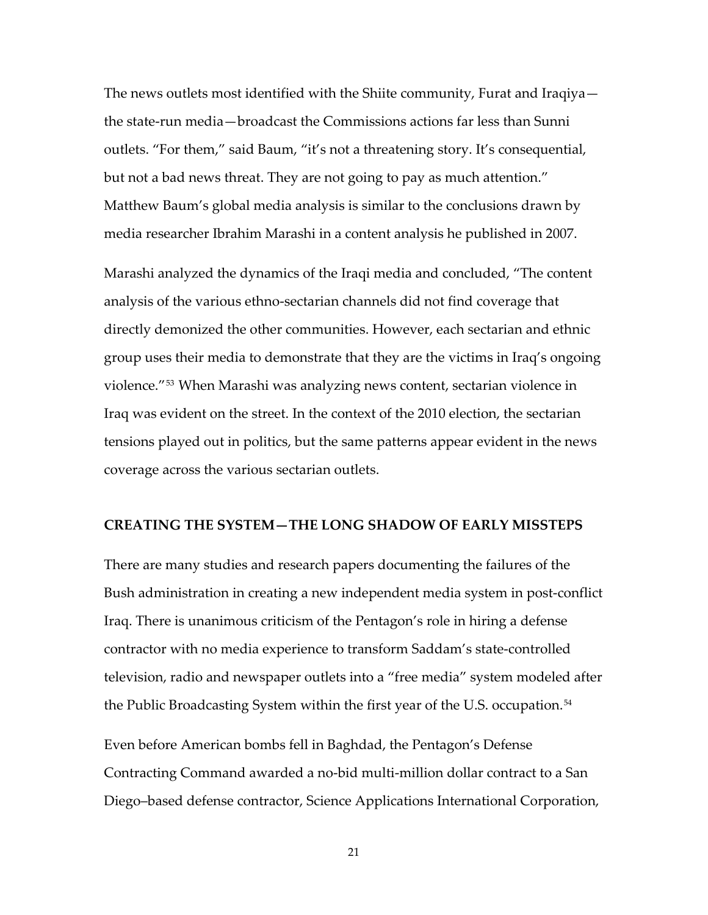The news outlets most identified with the Shiite community, Furat and Iraqiya—the state-run media—broadcast the Commissions actions far less than Sunni outlets. "For them," said Baum, "it's not a threatening story. It's consequential, but not a bad news threat. They are not going to pay as much attention." Matthew Baum's global media analysis is similar to the conclusions drawn by media researcher Ibrahim Marashi in a content analysis he published in 2007.

Marashi analyzed the dynamics of the Iraqi media and concluded, "The content analysis of the various ethno-sectarian channels did not find coverage that directly demonized the other communities. However, each sectarian and ethnic group uses their media to demonstrate that they are the victims in Iraq's ongoing violence."[53] When Marashi was analyzing news content, sectarian violence in Iraq was evident on the street. In the context of the 2010 election, the sectarian tensions played out in politics, but the same patterns appear evident in the news coverage across the various sectarian outlets.

## CREATING THE SYSTEM—THE LONG SHADOW OF EARLY MISSTEPS

There are many studies and research papers documenting the failures of the Bush administration in creating a new independent media system in post-conflict Iraq. There is unanimous criticism of the Pentagon's role in hiring a defense contractor with no media experience to transform Saddam's state-controlled television, radio and newspaper outlets into a "free media" system modeled after the Public Broadcasting System within the first year of the U.S. occupation.[54]

Even before American bombs fell in Baghdad, the Pentagon's Defense Contracting Command awarded a no-bid multi-million dollar contract to a San Diego–based defense contractor, Science Applications International Corporation,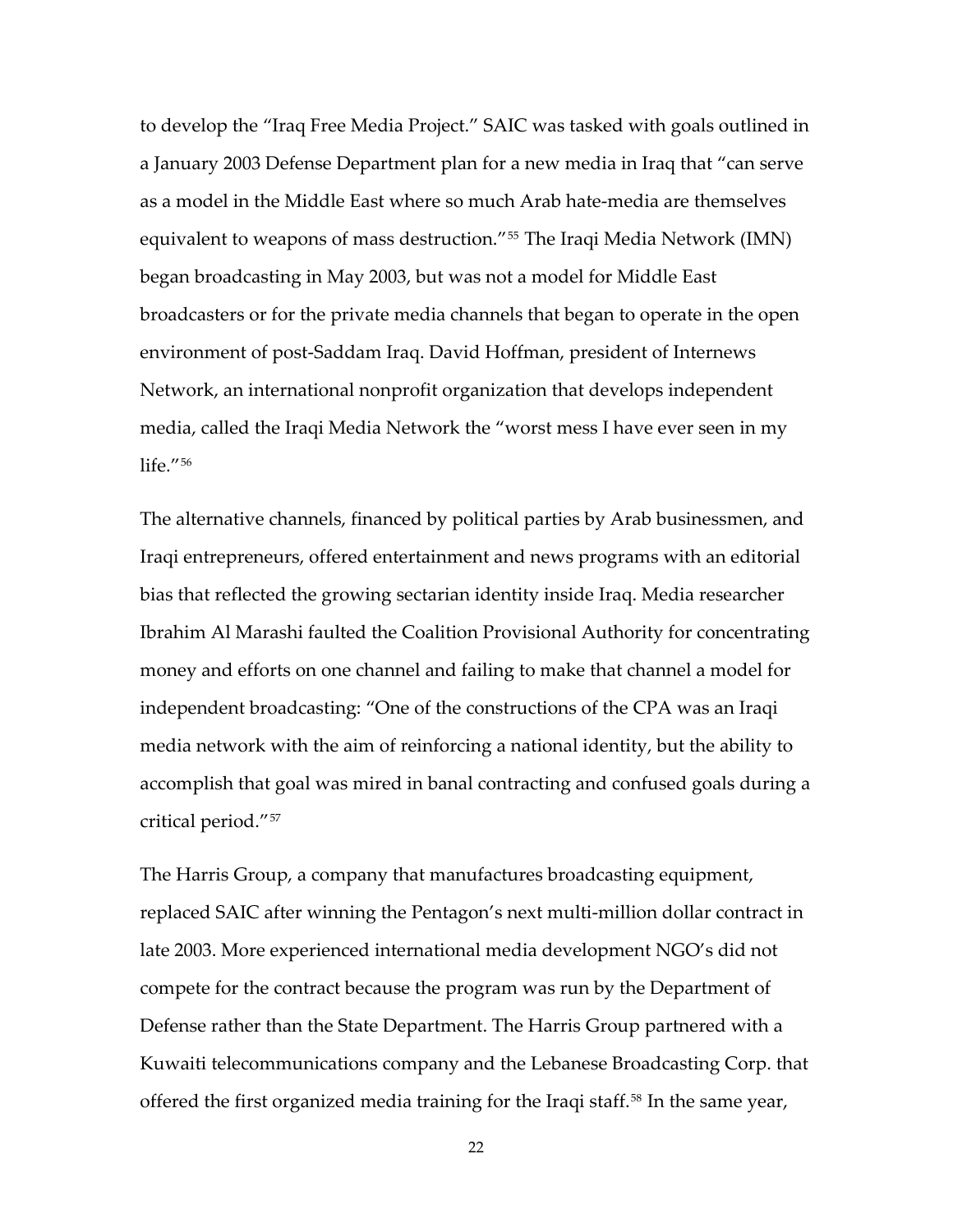to develop the "Iraq Free Media Project." SAIC was tasked with goals outlined in a January 2003 Defense Department plan for a new media in Iraq that "can serve as a model in the Middle East where so much Arab hate-media are themselves equivalent to weapons of mass destruction."[55] The Iraqi Media Network (IMN) began broadcasting in May 2003, but was not a model for Middle East broadcasters or for the private media channels that began to operate in the open environment of post-Saddam Iraq. David Hoffman, president of Internews Network, an international nonprofit organization that develops independent media, called the Iraqi Media Network the "worst mess I have ever seen in my life."[56]

The alternative channels, financed by political parties by Arab businessmen, and Iraqi entrepreneurs, offered entertainment and news programs with an editorial bias that reflected the growing sectarian identity inside Iraq. Media researcher Ibrahim Al Marashi faulted the Coalition Provisional Authority for concentrating money and efforts on one channel and failing to make that channel a model for independent broadcasting: "One of the constructions of the CPA was an Iraqi media network with the aim of reinforcing a national identity, but the ability to accomplish that goal was mired in banal contracting and confused goals during a critical period."[57]

The Harris Group, a company that manufactures broadcasting equipment, replaced SAIC after winning the Pentagon's next multi-million dollar contract in late 2003. More experienced international media development NGO's did not compete for the contract because the program was run by the Department of Defense rather than the State Department. The Harris Group partnered with a Kuwaiti telecommunications company and the Lebanese Broadcasting Corp. that offered the first organized media training for the Iraqi staff.[58] In the same year,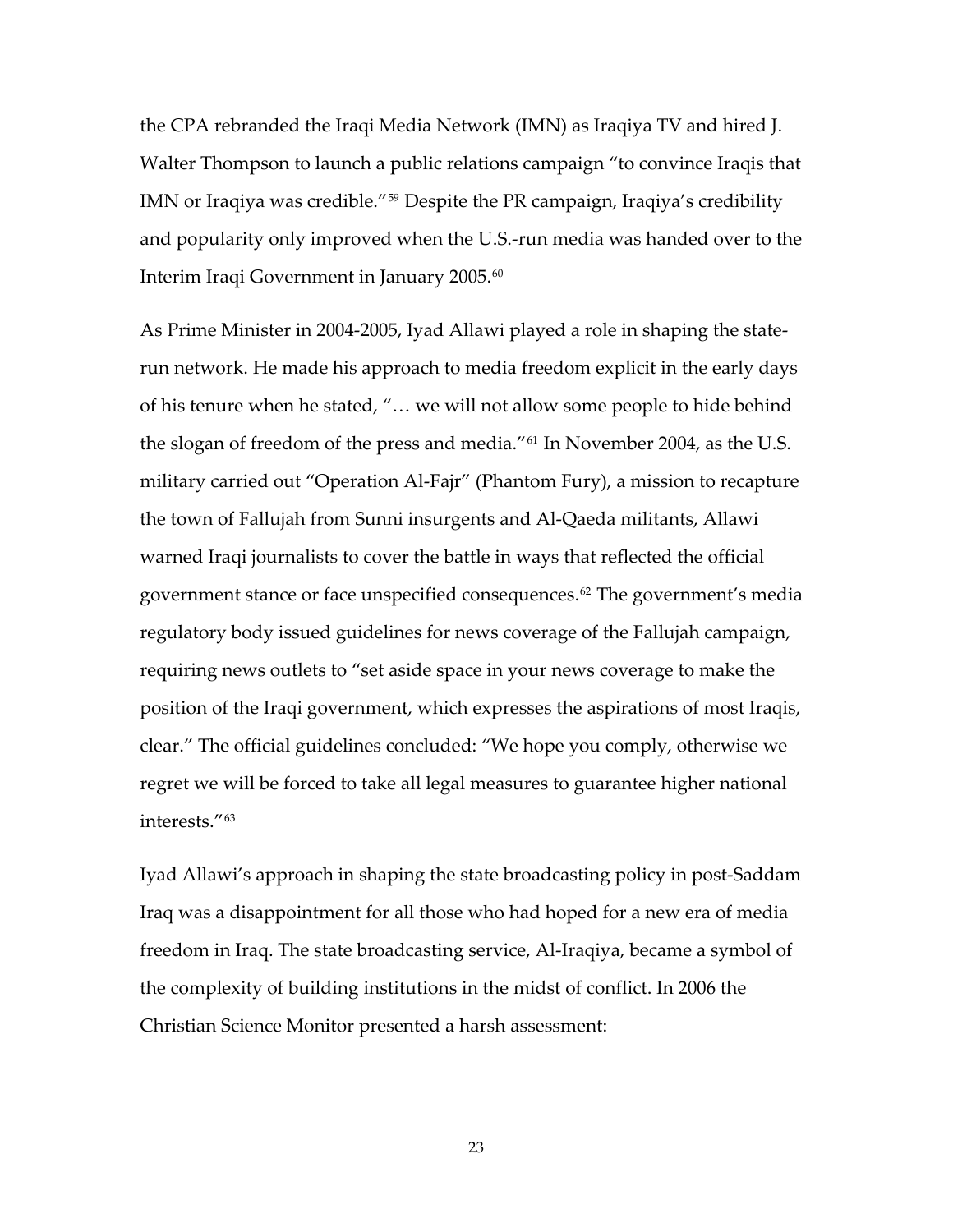the CPA rebranded the Iraqi Media Network (IMN) as Iraqiya TV and hired J. Walter Thompson to launch a public relations campaign "to convince Iraqis that IMN or Iraqiya was credible."[59] Despite the PR campaign, Iraqiya's credibility and popularity only improved when the U.S.-run media was handed over to the Interim Iraqi Government in January 2005.[60]

As Prime Minister in 2004-2005, Iyad Allawi played a role in shaping the state-run network. He made his approach to media freedom explicit in the early days of his tenure when he stated, "… we will not allow some people to hide behind the slogan of freedom of the press and media."[61] In November 2004, as the U.S. military carried out "Operation Al-Fajr" (Phantom Fury), a mission to recapture the town of Fallujah from Sunni insurgents and Al-Qaeda militants, Allawi warned Iraqi journalists to cover the battle in ways that reflected the official government stance or face unspecified consequences.[62] The government's media regulatory body issued guidelines for news coverage of the Fallujah campaign, requiring news outlets to "set aside space in your news coverage to make the position of the Iraqi government, which expresses the aspirations of most Iraqis, clear." The official guidelines concluded: "We hope you comply, otherwise we regret we will be forced to take all legal measures to guarantee higher national interests."[63]

Iyad Allawi's approach in shaping the state broadcasting policy in post-Saddam Iraq was a disappointment for all those who had hoped for a new era of media freedom in Iraq. The state broadcasting service, Al-Iraqiya, became a symbol of the complexity of building institutions in the midst of conflict. In 2006 the Christian Science Monitor presented a harsh assessment: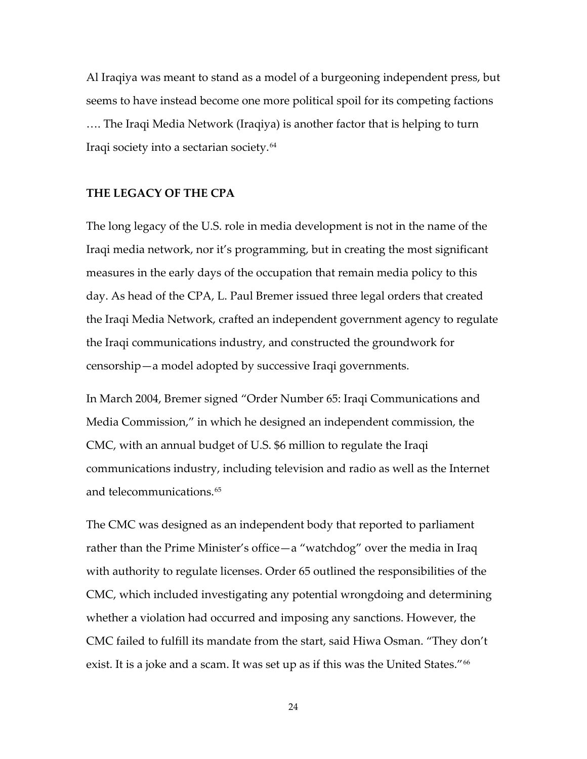Al Iraqiya was meant to stand as a model of a burgeoning independent press, but seems to have instead become one more political spoil for its competing factions …. The Iraqi Media Network (Iraqiya) is another factor that is helping to turn Iraqi society into a sectarian society.[64]

## THE LEGACY OF THE CPA

The long legacy of the U.S. role in media development is not in the name of the Iraqi media network, nor it's programming, but in creating the most significant measures in the early days of the occupation that remain media policy to this day. As head of the CPA, L. Paul Bremer issued three legal orders that created the Iraqi Media Network, crafted an independent government agency to regulate the Iraqi communications industry, and constructed the groundwork for censorship—a model adopted by successive Iraqi governments.

In March 2004, Bremer signed "Order Number 65: Iraqi Communications and Media Commission," in which he designed an independent commission, the CMC, with an annual budget of U.S. $6 million to regulate the Iraqi communications industry, including television and radio as well as the Internet and telecommunications.[65]

The CMC was designed as an independent body that reported to parliament rather than the Prime Minister's office—a "watchdog" over the media in Iraq with authority to regulate licenses. Order 65 outlined the responsibilities of the CMC, which included investigating any potential wrongdoing and determining whether a violation had occurred and imposing any sanctions. However, the CMC failed to fulfill its mandate from the start, said Hiwa Osman. "They don't exist. It is a joke and a scam. It was set up as if this was the United States."[66]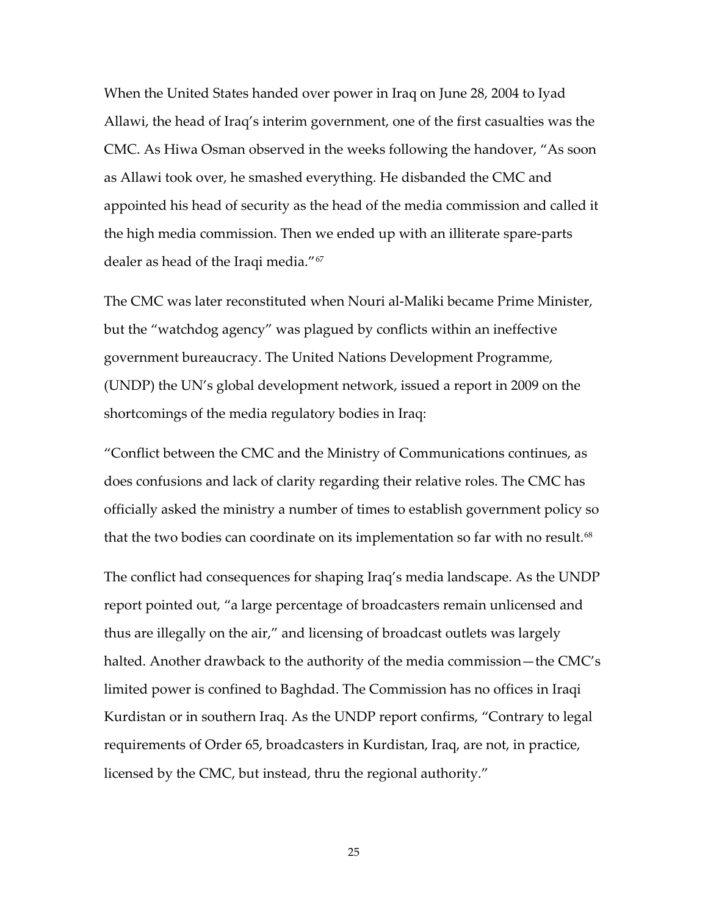When the United States handed over power in Iraq on June 28, 2004 to Iyad Allawi, the head of Iraq's interim government, one of the first casualties was the CMC. As Hiwa Osman observed in the weeks following the handover, "As soon as Allawi took over, he smashed everything. He disbanded the CMC and appointed his head of security as the head of the media commission and called it the high media commission. Then we ended up with an illiterate spare-parts dealer as head of the Iraqi media."[67]

The CMC was later reconstituted when Nouri al-Maliki became Prime Minister, but the "watchdog agency" was plagued by conflicts within an ineffective government bureaucracy. The United Nations Development Programme, (UNDP) the UN's global development network, issued a report in 2009 on the shortcomings of the media regulatory bodies in Iraq:

"Conflict between the CMC and the Ministry of Communications continues, as does confusions and lack of clarity regarding their relative roles. The CMC has officially asked the ministry a number of times to establish government policy so that the two bodies can coordinate on its implementation so far with no result.[68]

The conflict had consequences for shaping Iraq's media landscape. As the UNDP report pointed out, "a large percentage of broadcasters remain unlicensed and thus are illegally on the air," and licensing of broadcast outlets was largely halted. Another drawback to the authority of the media commission—the CMC's limited power is confined to Baghdad. The Commission has no offices in Iraqi Kurdistan or in southern Iraq. As the UNDP report confirms, "Contrary to legal requirements of Order 65, broadcasters in Kurdistan, Iraq, are not, in practice, licensed by the CMC, but instead, thru the regional authority."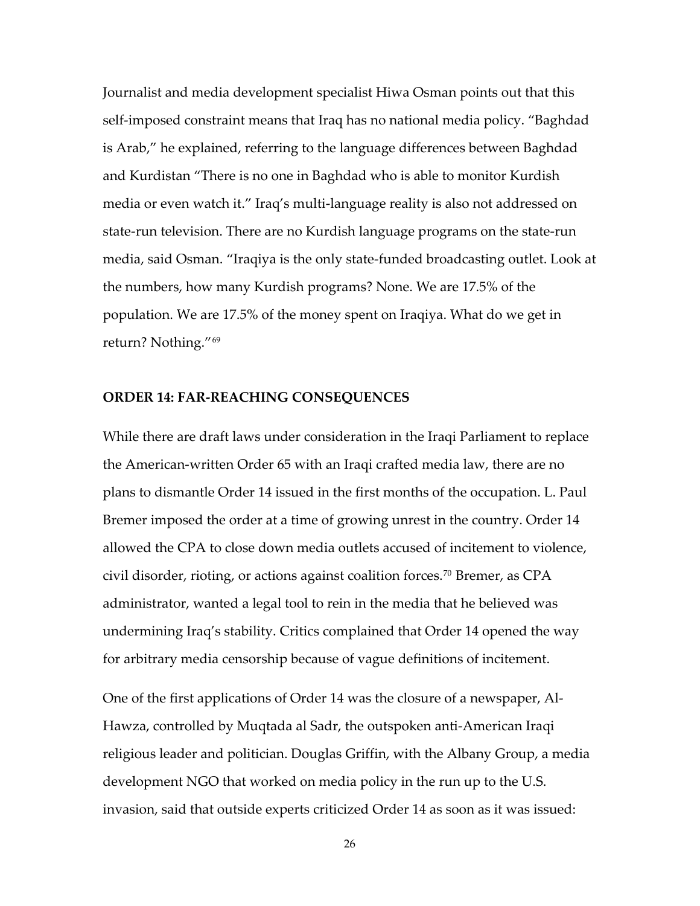Journalist and media development specialist Hiwa Osman points out that this self-imposed constraint means that Iraq has no national media policy. "Baghdad is Arab," he explained, referring to the language differences between Baghdad and Kurdistan "There is no one in Baghdad who is able to monitor Kurdish media or even watch it." Iraq's multi-language reality is also not addressed on state-run television. There are no Kurdish language programs on the state-run media, said Osman. "Iraqiya is the only state-funded broadcasting outlet. Look at the numbers, how many Kurdish programs? None. We are 17.5% of the population. We are 17.5% of the money spent on Iraqiya. What do we get in return? Nothing."[69]

## ORDER 14: FAR-REACHING CONSEQUENCES

While there are draft laws under consideration in the Iraqi Parliament to replace the American-written Order 65 with an Iraqi crafted media law, there are no plans to dismantle Order 14 issued in the first months of the occupation. L. Paul Bremer imposed the order at a time of growing unrest in the country. Order 14 allowed the CPA to close down media outlets accused of incitement to violence, civil disorder, rioting, or actions against coalition forces.[70] Bremer, as CPA administrator, wanted a legal tool to rein in the media that he believed was undermining Iraq's stability. Critics complained that Order 14 opened the way for arbitrary media censorship because of vague definitions of incitement.

One of the first applications of Order 14 was the closure of a newspaper, Al-Hawza, controlled by Muqtada al Sadr, the outspoken anti-American Iraqi religious leader and politician. Douglas Griffin, with the Albany Group, a media development NGO that worked on media policy in the run up to the U.S. invasion, said that outside experts criticized Order 14 as soon as it was issued: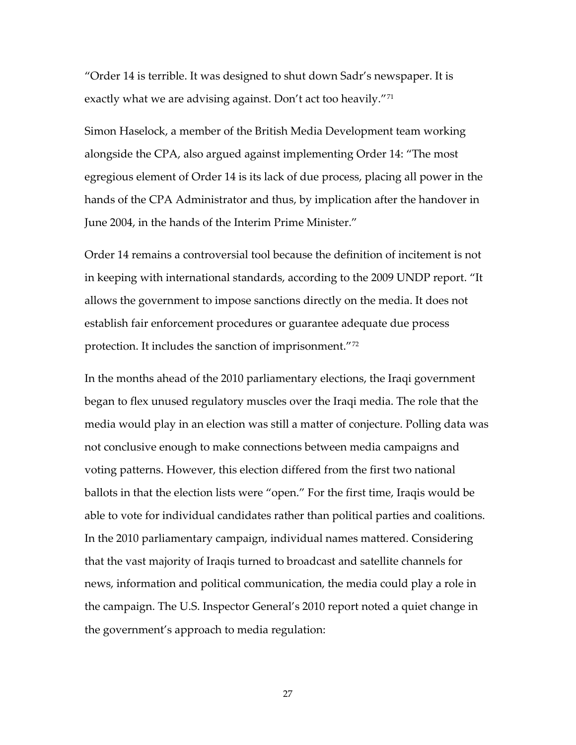"Order 14 is terrible. It was designed to shut down Sadr's newspaper. It is exactly what we are advising against. Don't act too heavily."[71]

Simon Haselock, a member of the British Media Development team working alongside the CPA, also argued against implementing Order 14: "The most egregious element of Order 14 is its lack of due process, placing all power in the hands of the CPA Administrator and thus, by implication after the handover in June 2004, in the hands of the Interim Prime Minister."

Order 14 remains a controversial tool because the definition of incitement is not in keeping with international standards, according to the 2009 UNDP report. "It allows the government to impose sanctions directly on the media. It does not establish fair enforcement procedures or guarantee adequate due process protection. It includes the sanction of imprisonment."[72]

In the months ahead of the 2010 parliamentary elections, the Iraqi government began to flex unused regulatory muscles over the Iraqi media. The role that the media would play in an election was still a matter of conjecture. Polling data was not conclusive enough to make connections between media campaigns and voting patterns. However, this election differed from the first two national ballots in that the election lists were "open." For the first time, Iraqis would be able to vote for individual candidates rather than political parties and coalitions. In the 2010 parliamentary campaign, individual names mattered. Considering that the vast majority of Iraqis turned to broadcast and satellite channels for news, information and political communication, the media could play a role in the campaign. The U.S. Inspector General's 2010 report noted a quiet change in the government's approach to media regulation: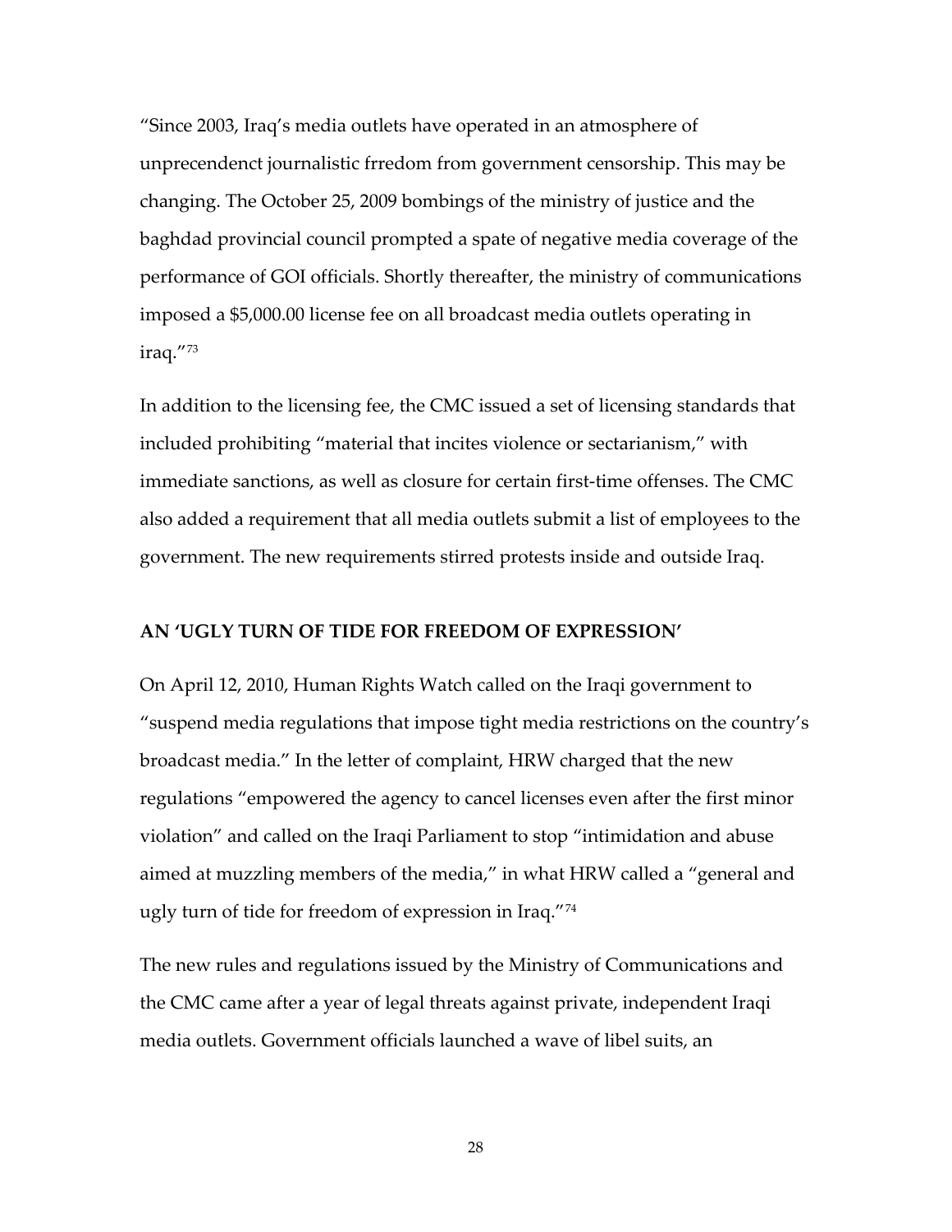"Since 2003, Iraq's media outlets have operated in an atmosphere of unprecendenct journalistic frredom from government censorship. This may be changing. The October 25, 2009 bombings of the ministry of justice and the baghdad provincial council prompted a spate of negative media coverage of the performance of GOI officials. Shortly thereafter, the ministry of communications imposed a $5,000.00 license fee on all broadcast media outlets operating in iraq."[73]

In addition to the licensing fee, the CMC issued a set of licensing standards that included prohibiting "material that incites violence or sectarianism," with immediate sanctions, as well as closure for certain first-time offenses. The CMC also added a requirement that all media outlets submit a list of employees to the government. The new requirements stirred protests inside and outside Iraq.

**AN 'UGLY TURN OF TIDE FOR FREEDOM OF EXPRESSION'**

On April 12, 2010, Human Rights Watch called on the Iraqi government to "suspend media regulations that impose tight media restrictions on the country's broadcast media." In the letter of complaint, HRW charged that the new regulations "empowered the agency to cancel licenses even after the first minor violation" and called on the Iraqi Parliament to stop "intimidation and abuse aimed at muzzling members of the media," in what HRW called a "general and ugly turn of tide for freedom of expression in Iraq."[74]

The new rules and regulations issued by the Ministry of Communications and the CMC came after a year of legal threats against private, independent Iraqi media outlets. Government officials launched a wave of libel suits, an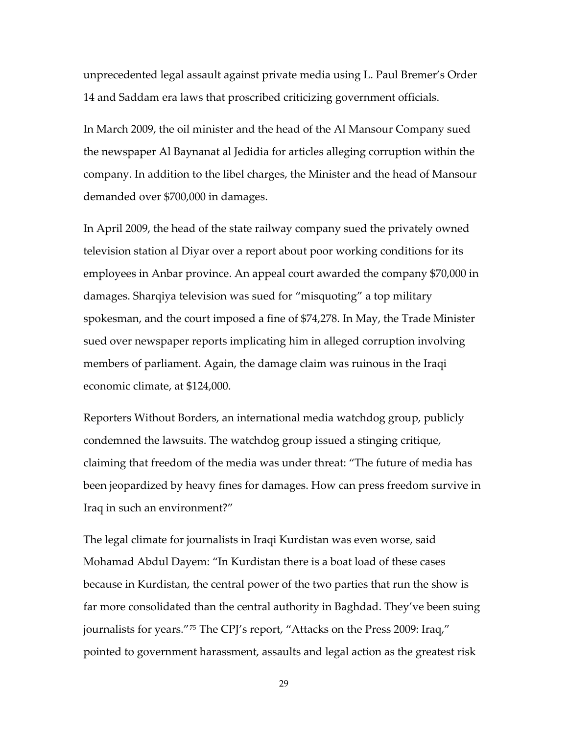unprecedented legal assault against private media using L. Paul Bremer's Order 14 and Saddam era laws that proscribed criticizing government officials.

In March 2009, the oil minister and the head of the Al Mansour Company sued the newspaper Al Baynanat al Jedidia for articles alleging corruption within the company. In addition to the libel charges, the Minister and the head of Mansour demanded over $700,000 in damages.

In April 2009, the head of the state railway company sued the privately owned television station al Diyar over a report about poor working conditions for its employees in Anbar province. An appeal court awarded the company $70,000 in damages. Sharqiya television was sued for "misquoting" a top military spokesman, and the court imposed a fine of $74,278. In May, the Trade Minister sued over newspaper reports implicating him in alleged corruption involving members of parliament. Again, the damage claim was ruinous in the Iraqi economic climate, at $124,000.

Reporters Without Borders, an international media watchdog group, publicly condemned the lawsuits. The watchdog group issued a stinging critique, claiming that freedom of the media was under threat: "The future of media has been jeopardized by heavy fines for damages. How can press freedom survive in Iraq in such an environment?"

The legal climate for journalists in Iraqi Kurdistan was even worse, said Mohamad Abdul Dayem: "In Kurdistan there is a boat load of these cases because in Kurdistan, the central power of the two parties that run the show is far more consolidated than the central authority in Baghdad. They've been suing journalists for years."[75] The CPJ's report, "Attacks on the Press 2009: Iraq," pointed to government harassment, assaults and legal action as the greatest risk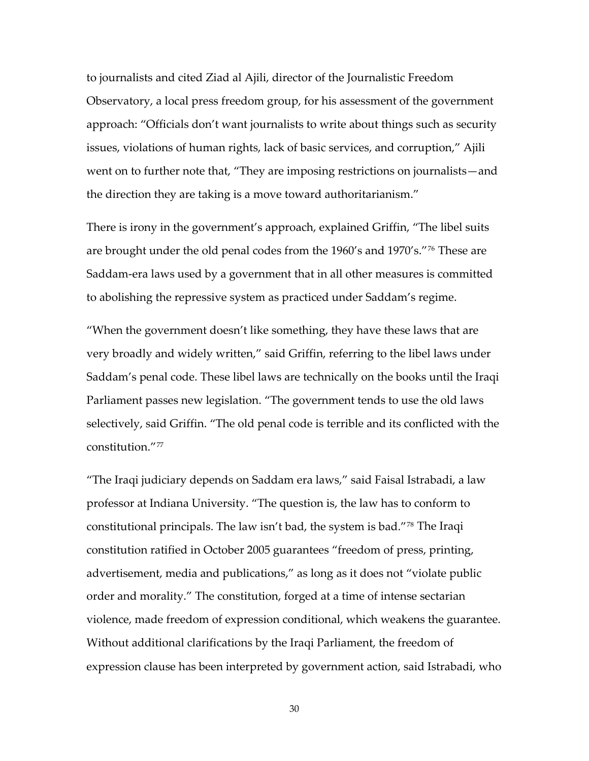to journalists and cited Ziad al Ajili, director of the Journalistic Freedom Observatory, a local press freedom group, for his assessment of the government approach: "Officials don't want journalists to write about things such as security issues, violations of human rights, lack of basic services, and corruption," Ajili went on to further note that, "They are imposing restrictions on journalists—and the direction they are taking is a move toward authoritarianism."

There is irony in the government's approach, explained Griffin, "The libel suits are brought under the old penal codes from the 1960's and 1970's."[76] These are Saddam-era laws used by a government that in all other measures is committed to abolishing the repressive system as practiced under Saddam's regime.

"When the government doesn't like something, they have these laws that are very broadly and widely written," said Griffin, referring to the libel laws under Saddam's penal code. These libel laws are technically on the books until the Iraqi Parliament passes new legislation. "The government tends to use the old laws selectively, said Griffin. "The old penal code is terrible and its conflicted with the constitution."[77]

"The Iraqi judiciary depends on Saddam era laws," said Faisal Istrabadi, a law professor at Indiana University. "The question is, the law has to conform to constitutional principals. The law isn't bad, the system is bad."[78] The Iraqi constitution ratified in October 2005 guarantees "freedom of press, printing, advertisement, media and publications," as long as it does not "violate public order and morality." The constitution, forged at a time of intense sectarian violence, made freedom of expression conditional, which weakens the guarantee. Without additional clarifications by the Iraqi Parliament, the freedom of expression clause has been interpreted by government action, said Istrabadi, who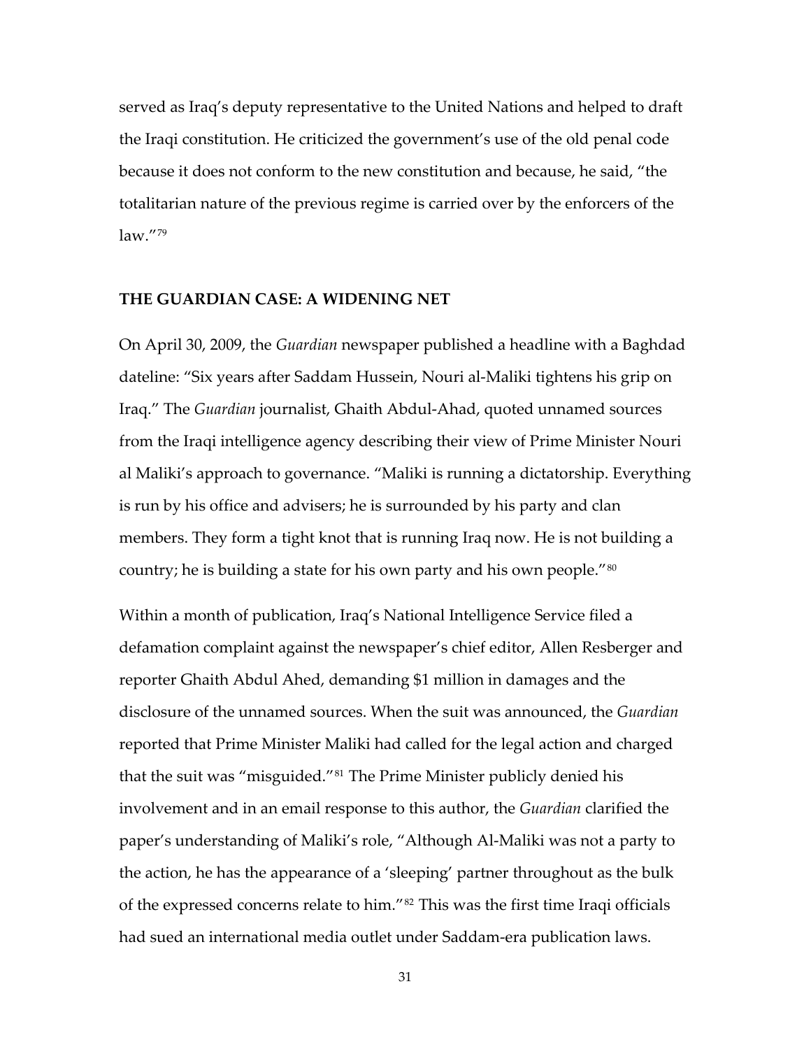served as Iraq's deputy representative to the United Nations and helped to draft the Iraqi constitution. He criticized the government's use of the old penal code because it does not conform to the new constitution and because, he said, "the totalitarian nature of the previous regime is carried over by the enforcers of the law."[79]

## THE GUARDIAN CASE: A WIDENING NET

On April 30, 2009, the *Guardian* newspaper published a headline with a Baghdad dateline: "Six years after Saddam Hussein, Nouri al-Maliki tightens his grip on Iraq." The *Guardian* journalist, Ghaith Abdul-Ahad, quoted unnamed sources from the Iraqi intelligence agency describing their view of Prime Minister Nouri al Maliki's approach to governance. "Maliki is running a dictatorship. Everything is run by his office and advisers; he is surrounded by his party and clan members. They form a tight knot that is running Iraq now. He is not building a country; he is building a state for his own party and his own people."[80]

Within a month of publication, Iraq's National Intelligence Service filed a defamation complaint against the newspaper's chief editor, Allen Resberger and reporter Ghaith Abdul Ahed, demanding $1 million in damages and the disclosure of the unnamed sources. When the suit was announced, the *Guardian* reported that Prime Minister Maliki had called for the legal action and charged that the suit was "misguided."[81] The Prime Minister publicly denied his involvement and in an email response to this author, the *Guardian* clarified the paper's understanding of Maliki's role, "Although Al-Maliki was not a party to the action, he has the appearance of a 'sleeping' partner throughout as the bulk of the expressed concerns relate to him."[82] This was the first time Iraqi officials had sued an international media outlet under Saddam-era publication laws.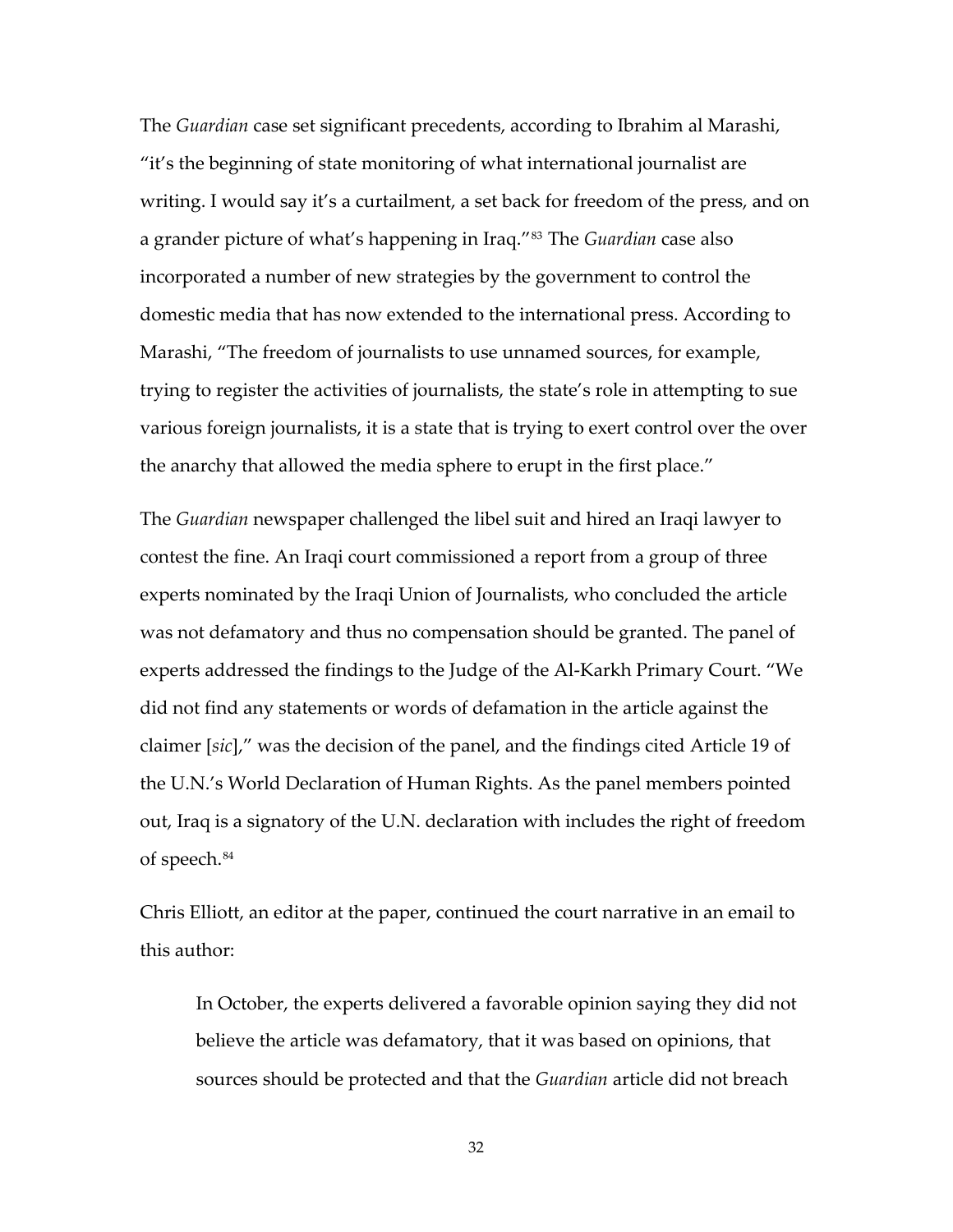The *Guardian* case set significant precedents, according to Ibrahim al Marashi, "it's the beginning of state monitoring of what international journalist are writing. I would say it's a curtailment, a set back for freedom of the press, and on a grander picture of what's happening in Iraq."[83] The *Guardian* case also incorporated a number of new strategies by the government to control the domestic media that has now extended to the international press. According to Marashi, "The freedom of journalists to use unnamed sources, for example, trying to register the activities of journalists, the state's role in attempting to sue various foreign journalists, it is a state that is trying to exert control over the over the anarchy that allowed the media sphere to erupt in the first place."

The *Guardian* newspaper challenged the libel suit and hired an Iraqi lawyer to contest the fine. An Iraqi court commissioned a report from a group of three experts nominated by the Iraqi Union of Journalists, who concluded the article was not defamatory and thus no compensation should be granted. The panel of experts addressed the findings to the Judge of the Al-Karkh Primary Court. "We did not find any statements or words of defamation in the article against the claimer [*sic*]," was the decision of the panel, and the findings cited Article 19 of the U.N.'s World Declaration of Human Rights. As the panel members pointed out, Iraq is a signatory of the U.N. declaration with includes the right of freedom of speech.[84]

Chris Elliott, an editor at the paper, continued the court narrative in an email to this author:

> In October, the experts delivered a favorable opinion saying they did not believe the article was defamatory, that it was based on opinions, that sources should be protected and that the *Guardian* article did not breach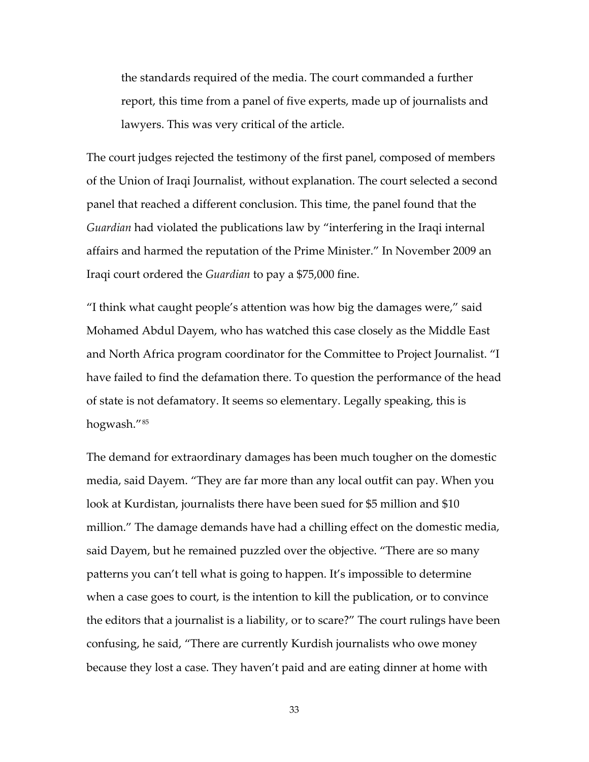> the standards required of the media. The court commanded a further report, this time from a panel of five experts, made up of journalists and lawyers. This was very critical of the article.

The court judges rejected the testimony of the first panel, composed of members of the Union of Iraqi Journalist, without explanation. The court selected a second panel that reached a different conclusion. This time, the panel found that the *Guardian* had violated the publications law by "interfering in the Iraqi internal affairs and harmed the reputation of the Prime Minister." In November 2009 an Iraqi court ordered the *Guardian* to pay a $75,000 fine.

"I think what caught people's attention was how big the damages were," said Mohamed Abdul Dayem, who has watched this case closely as the Middle East and North Africa program coordinator for the Committee to Project Journalist. "I have failed to find the defamation there. To question the performance of the head of state is not defamatory. It seems so elementary. Legally speaking, this is hogwash."[85]

The demand for extraordinary damages has been much tougher on the domestic media, said Dayem. "They are far more than any local outfit can pay. When you look at Kurdistan, journalists there have been sued for $5 million and $10 million." The damage demands have had a chilling effect on the domestic media, said Dayem, but he remained puzzled over the objective. "There are so many patterns you can't tell what is going to happen. It's impossible to determine when a case goes to court, is the intention to kill the publication, or to convince the editors that a journalist is a liability, or to scare?" The court rulings have been confusing, he said, "There are currently Kurdish journalists who owe money because they lost a case. They haven't paid and are eating dinner at home with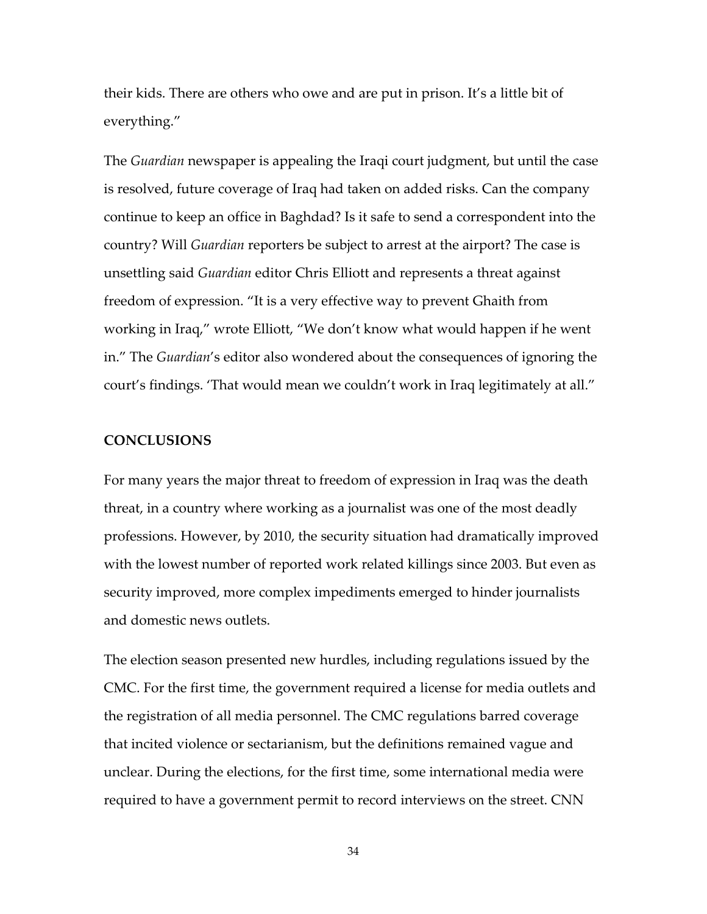their kids. There are others who owe and are put in prison. It's a little bit of everything."

The *Guardian* newspaper is appealing the Iraqi court judgment, but until the case is resolved, future coverage of Iraq had taken on added risks. Can the company continue to keep an office in Baghdad? Is it safe to send a correspondent into the country? Will *Guardian* reporters be subject to arrest at the airport? The case is unsettling said *Guardian* editor Chris Elliott and represents a threat against freedom of expression. "It is a very effective way to prevent Ghaith from working in Iraq," wrote Elliott, "We don't know what would happen if he went in." The *Guardian*'s editor also wondered about the consequences of ignoring the court's findings. 'That would mean we couldn't work in Iraq legitimately at all."

**CONCLUSIONS**

For many years the major threat to freedom of expression in Iraq was the death threat, in a country where working as a journalist was one of the most deadly professions. However, by 2010, the security situation had dramatically improved with the lowest number of reported work related killings since 2003. But even as security improved, more complex impediments emerged to hinder journalists and domestic news outlets.

The election season presented new hurdles, including regulations issued by the CMC. For the first time, the government required a license for media outlets and the registration of all media personnel. The CMC regulations barred coverage that incited violence or sectarianism, but the definitions remained vague and unclear. During the elections, for the first time, some international media were required to have a government permit to record interviews on the street. CNN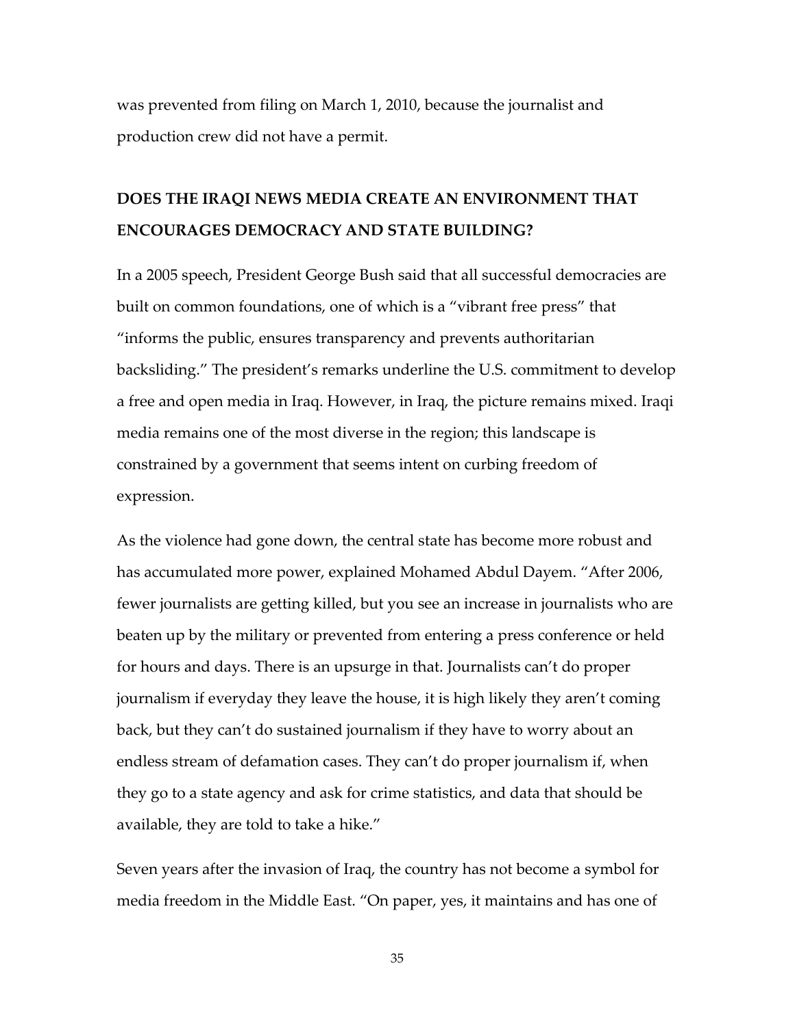was prevented from filing on March 1, 2010, because the journalist and production crew did not have a permit.

## DOES THE IRAQI NEWS MEDIA CREATE AN ENVIRONMENT THAT ENCOURAGES DEMOCRACY AND STATE BUILDING?

In a 2005 speech, President George Bush said that all successful democracies are built on common foundations, one of which is a "vibrant free press" that "informs the public, ensures transparency and prevents authoritarian backsliding." The president's remarks underline the U.S. commitment to develop a free and open media in Iraq. However, in Iraq, the picture remains mixed. Iraqi media remains one of the most diverse in the region; this landscape is constrained by a government that seems intent on curbing freedom of expression.

As the violence had gone down, the central state has become more robust and has accumulated more power, explained Mohamed Abdul Dayem. "After 2006, fewer journalists are getting killed, but you see an increase in journalists who are beaten up by the military or prevented from entering a press conference or held for hours and days. There is an upsurge in that. Journalists can't do proper journalism if everyday they leave the house, it is high likely they aren't coming back, but they can't do sustained journalism if they have to worry about an endless stream of defamation cases. They can't do proper journalism if, when they go to a state agency and ask for crime statistics, and data that should be available, they are told to take a hike."

Seven years after the invasion of Iraq, the country has not become a symbol for media freedom in the Middle East. "On paper, yes, it maintains and has one of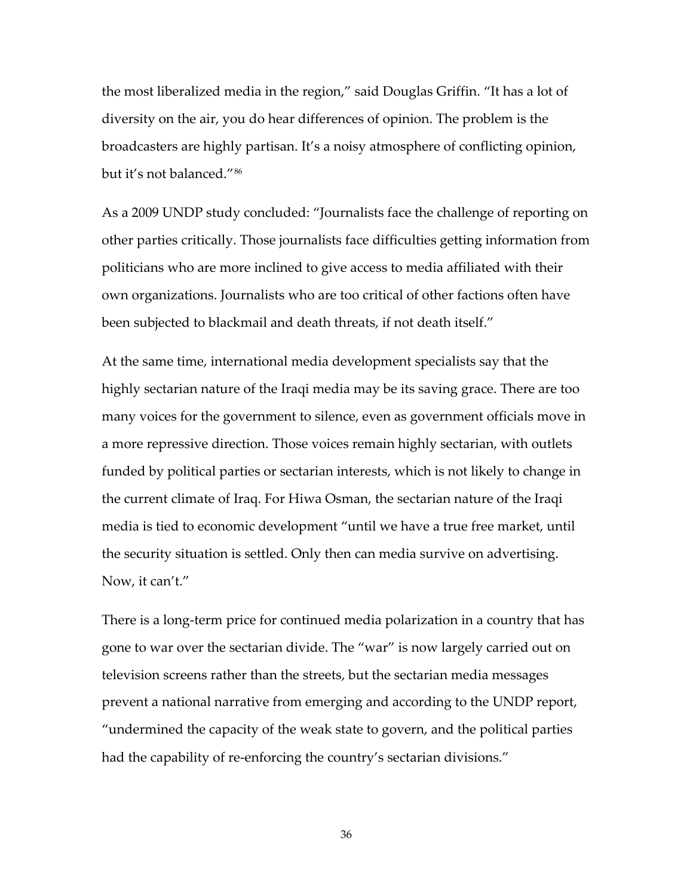the most liberalized media in the region," said Douglas Griffin. "It has a lot of diversity on the air, you do hear differences of opinion. The problem is the broadcasters are highly partisan. It's a noisy atmosphere of conflicting opinion, but it's not balanced."[86]

As a 2009 UNDP study concluded: "Journalists face the challenge of reporting on other parties critically. Those journalists face difficulties getting information from politicians who are more inclined to give access to media affiliated with their own organizations. Journalists who are too critical of other factions often have been subjected to blackmail and death threats, if not death itself."

At the same time, international media development specialists say that the highly sectarian nature of the Iraqi media may be its saving grace. There are too many voices for the government to silence, even as government officials move in a more repressive direction. Those voices remain highly sectarian, with outlets funded by political parties or sectarian interests, which is not likely to change in the current climate of Iraq. For Hiwa Osman, the sectarian nature of the Iraqi media is tied to economic development "until we have a true free market, until the security situation is settled. Only then can media survive on advertising. Now, it can't."

There is a long-term price for continued media polarization in a country that has gone to war over the sectarian divide. The "war" is now largely carried out on television screens rather than the streets, but the sectarian media messages prevent a national narrative from emerging and according to the UNDP report, "undermined the capacity of the weak state to govern, and the political parties had the capability of re-enforcing the country's sectarian divisions."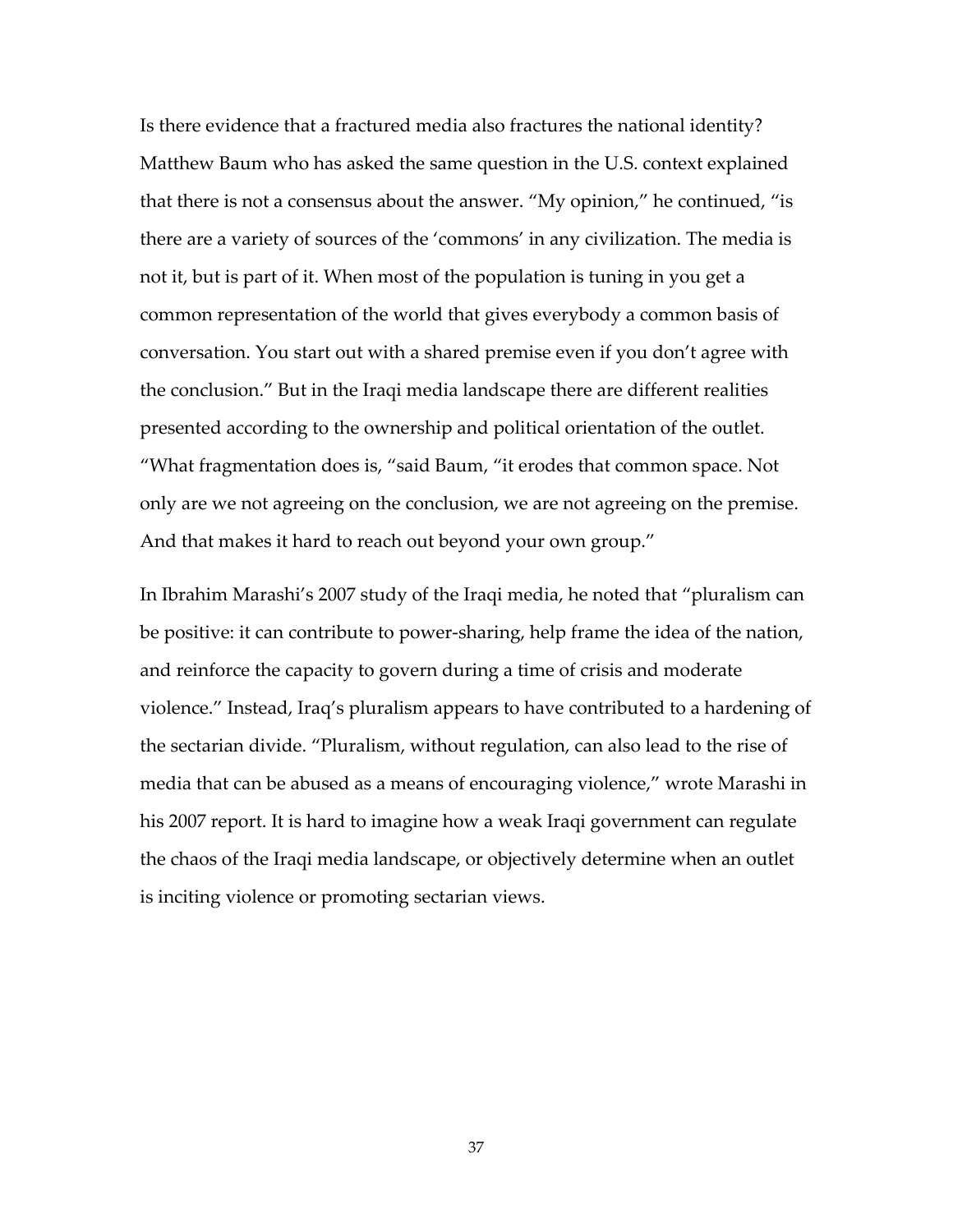Is there evidence that a fractured media also fractures the national identity? Matthew Baum who has asked the same question in the U.S. context explained that there is not a consensus about the answer. "My opinion," he continued, "is there are a variety of sources of the 'commons' in any civilization. The media is not it, but is part of it. When most of the population is tuning in you get a common representation of the world that gives everybody a common basis of conversation. You start out with a shared premise even if you don't agree with the conclusion." But in the Iraqi media landscape there are different realities presented according to the ownership and political orientation of the outlet. "What fragmentation does is, "said Baum, "it erodes that common space. Not only are we not agreeing on the conclusion, we are not agreeing on the premise. And that makes it hard to reach out beyond your own group."

In Ibrahim Marashi's 2007 study of the Iraqi media, he noted that "pluralism can be positive: it can contribute to power-sharing, help frame the idea of the nation, and reinforce the capacity to govern during a time of crisis and moderate violence." Instead, Iraq's pluralism appears to have contributed to a hardening of the sectarian divide. "Pluralism, without regulation, can also lead to the rise of media that can be abused as a means of encouraging violence," wrote Marashi in his 2007 report. It is hard to imagine how a weak Iraqi government can regulate the chaos of the Iraqi media landscape, or objectively determine when an outlet is inciting violence or promoting sectarian views.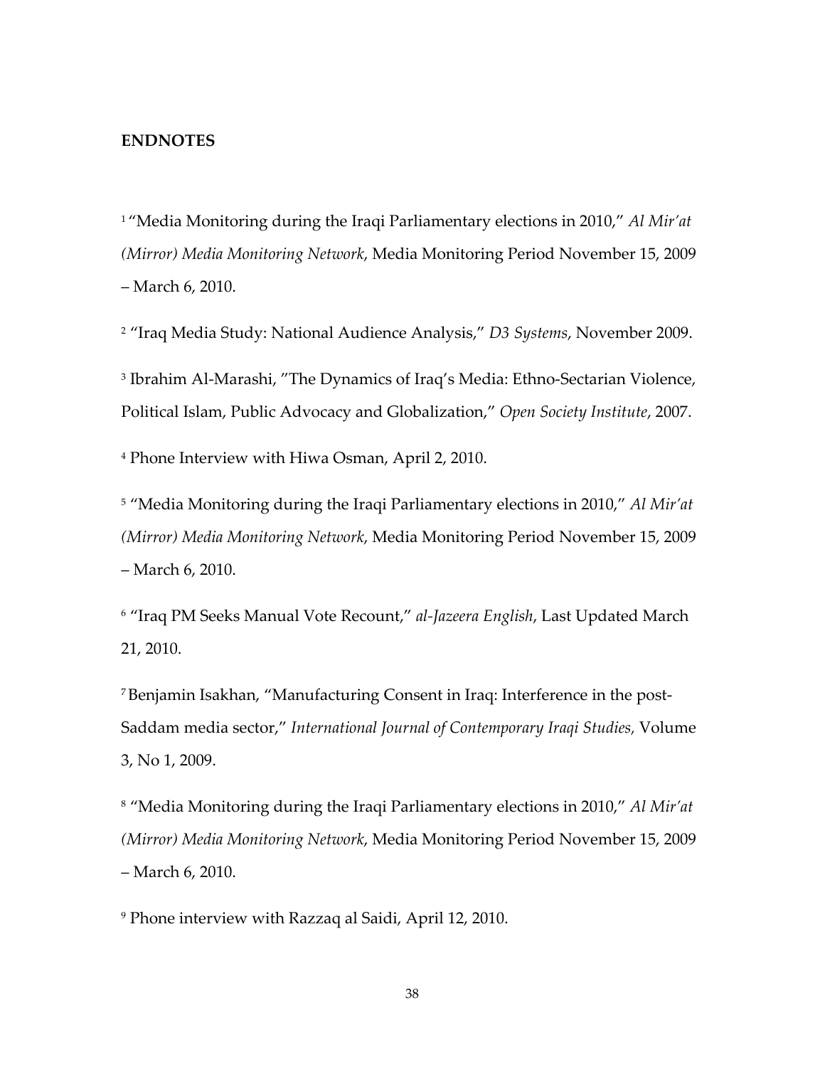**ENDNOTES**

[1] "Media Monitoring during the Iraqi Parliamentary elections in 2010," *Al Mir'at (Mirror) Media Monitoring Network*, Media Monitoring Period November 15, 2009 – March 6, 2010.

[2] "Iraq Media Study: National Audience Analysis," *D3 Systems*, November 2009.

[3] Ibrahim Al-Marashi, "The Dynamics of Iraq's Media: Ethno-Sectarian Violence, Political Islam, Public Advocacy and Globalization," *Open Society Institute*, 2007.

[4] Phone Interview with Hiwa Osman, April 2, 2010.

[5] "Media Monitoring during the Iraqi Parliamentary elections in 2010," *Al Mir'at (Mirror) Media Monitoring Network*, Media Monitoring Period November 15, 2009 – March 6, 2010.

[6] "Iraq PM Seeks Manual Vote Recount," *al-Jazeera English*, Last Updated March 21, 2010.

[7] Benjamin Isakhan, "Manufacturing Consent in Iraq: Interference in the post-Saddam media sector," *International Journal of Contemporary Iraqi Studies,* Volume 3, No 1, 2009.

[8] "Media Monitoring during the Iraqi Parliamentary elections in 2010," *Al Mir'at (Mirror) Media Monitoring Network*, Media Monitoring Period November 15, 2009 – March 6, 2010.

[9] Phone interview with Razzaq al Saidi, April 12, 2010.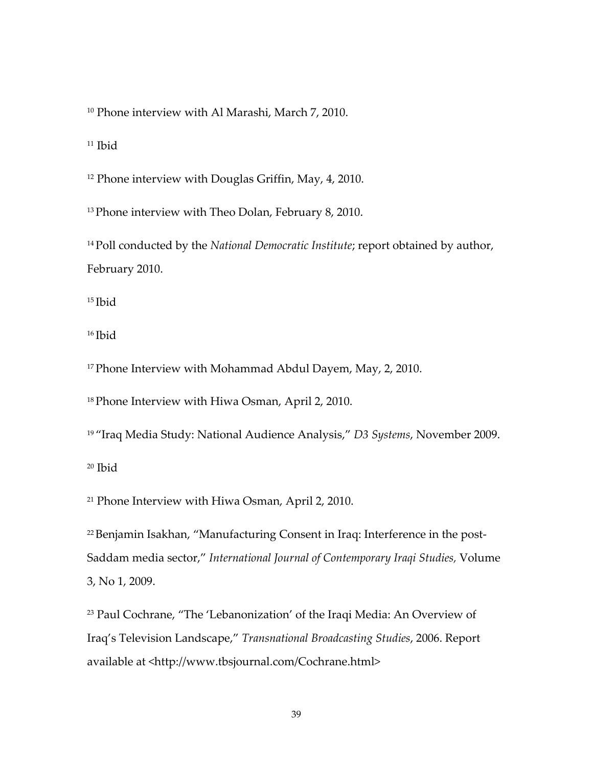[10] Phone interview with Al Marashi, March 7, 2010.

[11] Ibid

[12] Phone interview with Douglas Griffin, May, 4, 2010.

[13] Phone interview with Theo Dolan, February 8, 2010.

[14] Poll conducted by the *National Democratic Institute*; report obtained by author, February 2010.

[15] Ibid

[16] Ibid

[17] Phone Interview with Mohammad Abdul Dayem, May, 2, 2010.

[18] Phone Interview with Hiwa Osman, April 2, 2010.

[19] "Iraq Media Study: National Audience Analysis," *D3 Systems*, November 2009.

[20] Ibid

[21] Phone Interview with Hiwa Osman, April 2, 2010.

[22] Benjamin Isakhan, "Manufacturing Consent in Iraq: Interference in the post-Saddam media sector," *International Journal of Contemporary Iraqi Studies,* Volume 3, No 1, 2009.

[23] Paul Cochrane, "The 'Lebanonization' of the Iraqi Media: An Overview of Iraq's Television Landscape," *Transnational Broadcasting Studies*, 2006. Report available at <http://www.tbsjournal.com/Cochrane.html>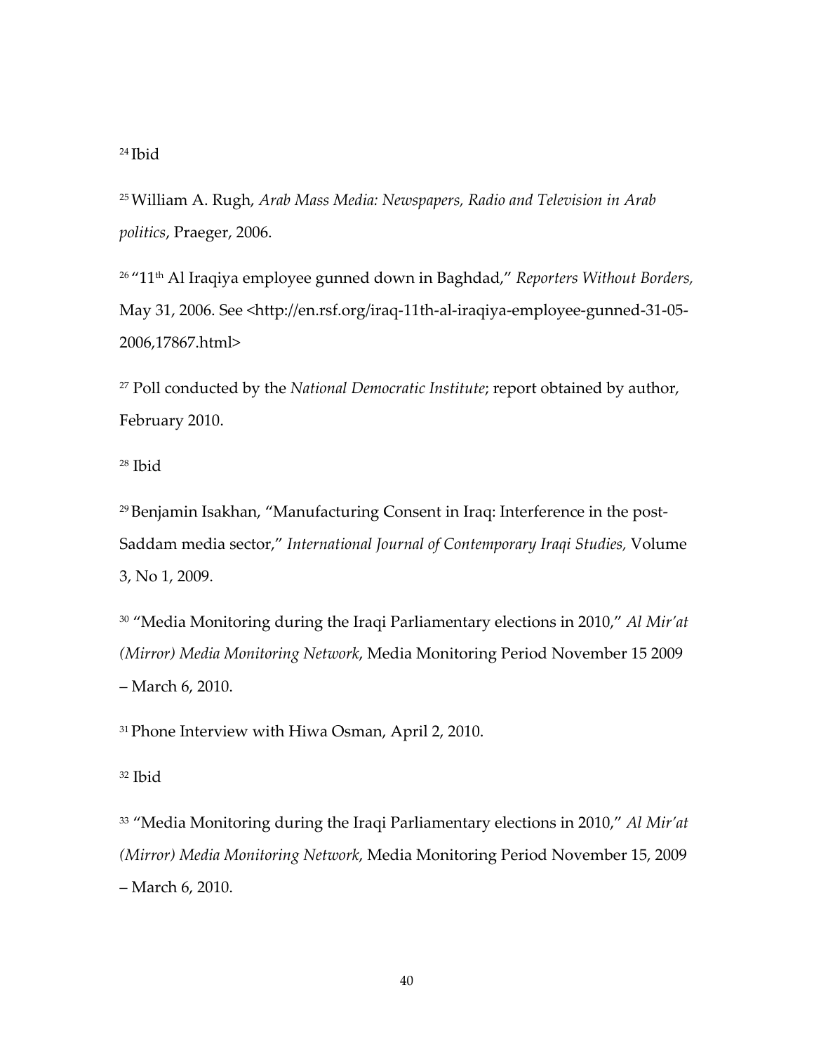[24] Ibid

[25] William A. Rugh, *Arab Mass Media: Newspapers, Radio and Television in Arab politics*, Praeger, 2006.

[26] "11th Al Iraqiya employee gunned down in Baghdad," *Reporters Without Borders,* May 31, 2006. See <http://en.rsf.org/iraq-11th-al-iraqiya-employee-gunned-31-05-2006,17867.html>

[27] Poll conducted by the *National Democratic Institute*; report obtained by author, February 2010.

[28] Ibid

[29] Benjamin Isakhan, "Manufacturing Consent in Iraq: Interference in the post-Saddam media sector," *International Journal of Contemporary Iraqi Studies,* Volume 3, No 1, 2009.

[30] "Media Monitoring during the Iraqi Parliamentary elections in 2010," *Al Mir'at (Mirror) Media Monitoring Network*, Media Monitoring Period November 15 2009 – March 6, 2010.

[31] Phone Interview with Hiwa Osman, April 2, 2010.

[32] Ibid

[33] "Media Monitoring during the Iraqi Parliamentary elections in 2010," *Al Mir'at (Mirror) Media Monitoring Network*, Media Monitoring Period November 15, 2009 – March 6, 2010.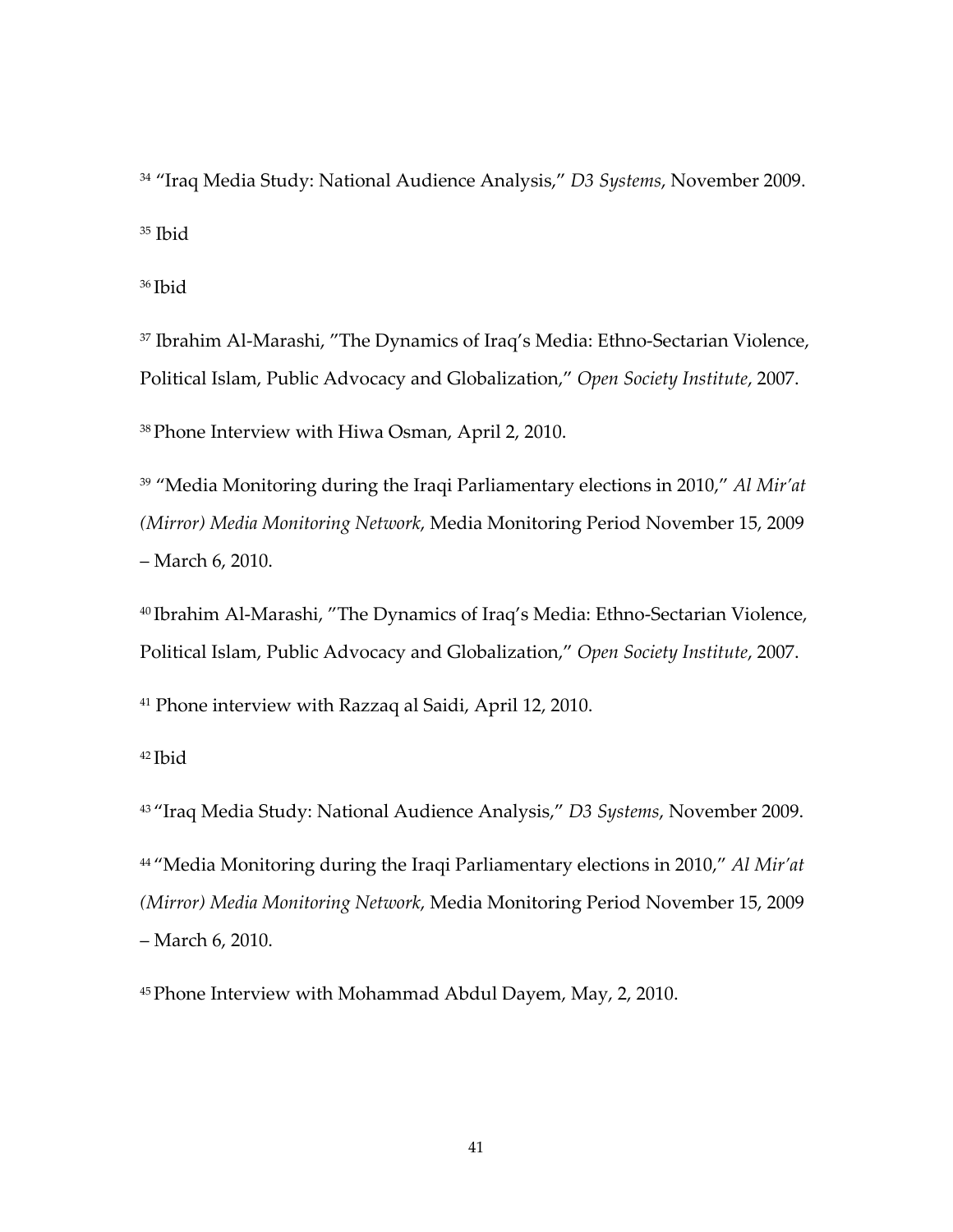[34] "Iraq Media Study: National Audience Analysis," *D3 Systems*, November 2009.

[35] Ibid

[36] Ibid

[37] Ibrahim Al-Marashi, "The Dynamics of Iraq's Media: Ethno-Sectarian Violence, Political Islam, Public Advocacy and Globalization," *Open Society Institute*, 2007.

[38] Phone Interview with Hiwa Osman, April 2, 2010.

[39] "Media Monitoring during the Iraqi Parliamentary elections in 2010," *Al Mir'at (Mirror) Media Monitoring Network*, Media Monitoring Period November 15, 2009 – March 6, 2010.

[40] Ibrahim Al-Marashi, "The Dynamics of Iraq's Media: Ethno-Sectarian Violence, Political Islam, Public Advocacy and Globalization," *Open Society Institute*, 2007.

[41] Phone interview with Razzaq al Saidi, April 12, 2010.

[42] Ibid

[43] "Iraq Media Study: National Audience Analysis," *D3 Systems*, November 2009.

[44] "Media Monitoring during the Iraqi Parliamentary elections in 2010," *Al Mir'at (Mirror) Media Monitoring Network*, Media Monitoring Period November 15, 2009 – March 6, 2010.

[45] Phone Interview with Mohammad Abdul Dayem, May, 2, 2010.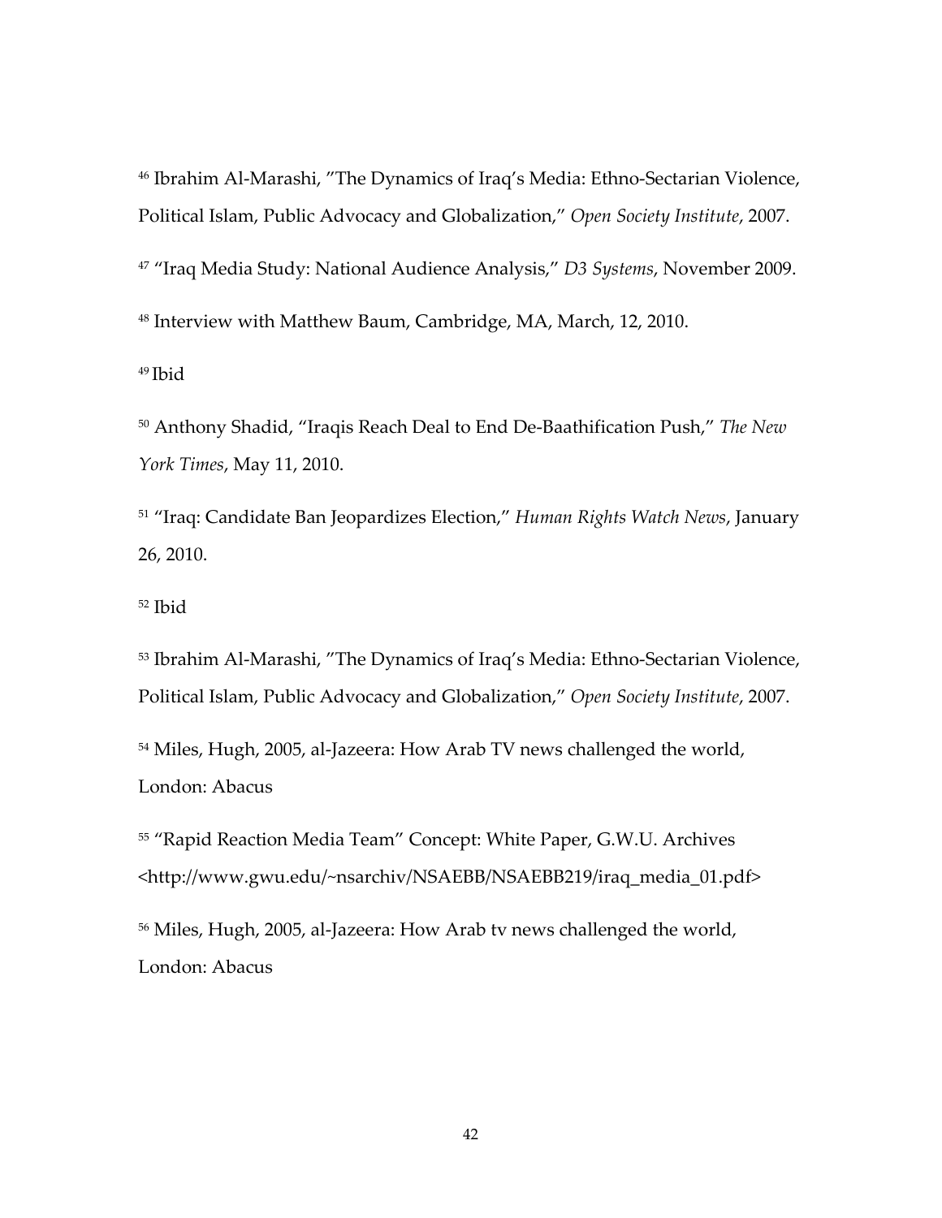[46] Ibrahim Al-Marashi, "The Dynamics of Iraq's Media: Ethno-Sectarian Violence, Political Islam, Public Advocacy and Globalization," *Open Society Institute*, 2007.

[47] "Iraq Media Study: National Audience Analysis," *D3 Systems*, November 2009.

[48] Interview with Matthew Baum, Cambridge, MA, March, 12, 2010.

[49] Ibid

[50] Anthony Shadid, "Iraqis Reach Deal to End De-Baathification Push," *The New York Times*, May 11, 2010.

[51] "Iraq: Candidate Ban Jeopardizes Election," *Human Rights Watch News*, January 26, 2010.

[52] Ibid

[53] Ibrahim Al-Marashi, "The Dynamics of Iraq's Media: Ethno-Sectarian Violence, Political Islam, Public Advocacy and Globalization," *Open Society Institute*, 2007.

[54] Miles, Hugh, 2005, al-Jazeera: How Arab TV news challenged the world, London: Abacus

[55] "Rapid Reaction Media Team" Concept: White Paper, G.W.U. Archives <http://www.gwu.edu/~nsarchiv/NSAEBB/NSAEBB219/iraq_media_01.pdf>

[56] Miles, Hugh, 2005, al-Jazeera: How Arab tv news challenged the world, London: Abacus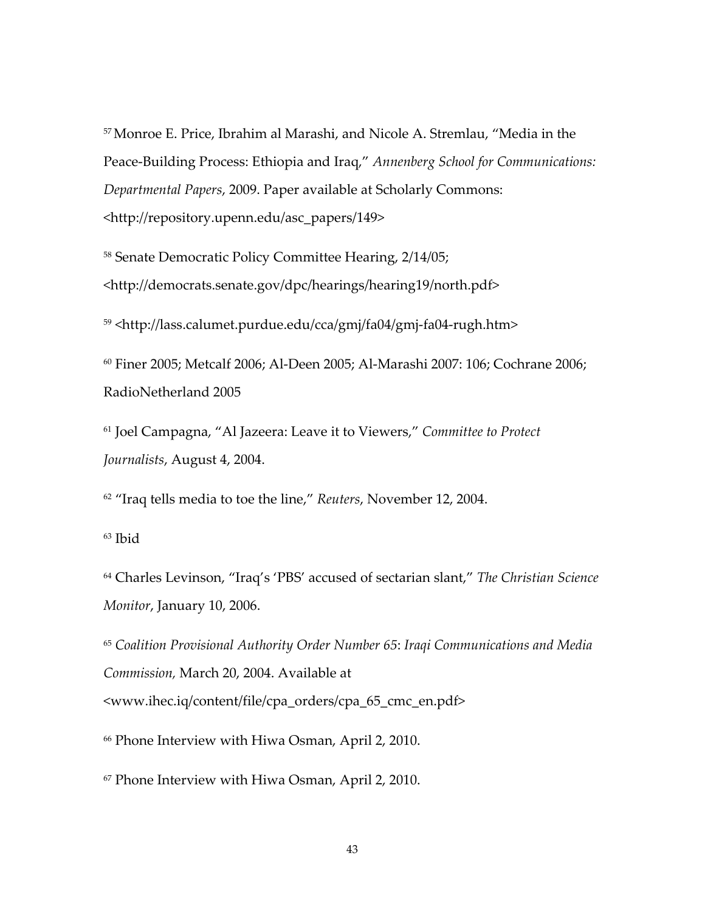[57] Monroe E. Price, Ibrahim al Marashi, and Nicole A. Stremlau, "Media in the Peace-Building Process: Ethiopia and Iraq," *Annenberg School for Communications: Departmental Papers*, 2009. Paper available at Scholarly Commons: <http://repository.upenn.edu/asc_papers/149>

[58] Senate Democratic Policy Committee Hearing, 2/14/05; <http://democrats.senate.gov/dpc/hearings/hearing19/north.pdf>

[59] <http://lass.calumet.purdue.edu/cca/gmj/fa04/gmj-fa04-rugh.htm>

[60] Finer 2005; Metcalf 2006; Al-Deen 2005; Al-Marashi 2007: 106; Cochrane 2006; RadioNetherland 2005

[61] Joel Campagna, "Al Jazeera: Leave it to Viewers," *Committee to Protect Journalists*, August 4, 2004.

[62] "Iraq tells media to toe the line," *Reuters*, November 12, 2004.

[63] Ibid

[64] Charles Levinson, "Iraq's 'PBS' accused of sectarian slant," *The Christian Science Monitor*, January 10, 2006.

[65] *Coalition Provisional Authority Order Number 65*: *Iraqi Communications and Media Commission,* March 20, 2004. Available at <www.ihec.iq/content/file/cpa_orders/cpa_65_cmc_en.pdf>

[66] Phone Interview with Hiwa Osman, April 2, 2010.

[67] Phone Interview with Hiwa Osman, April 2, 2010.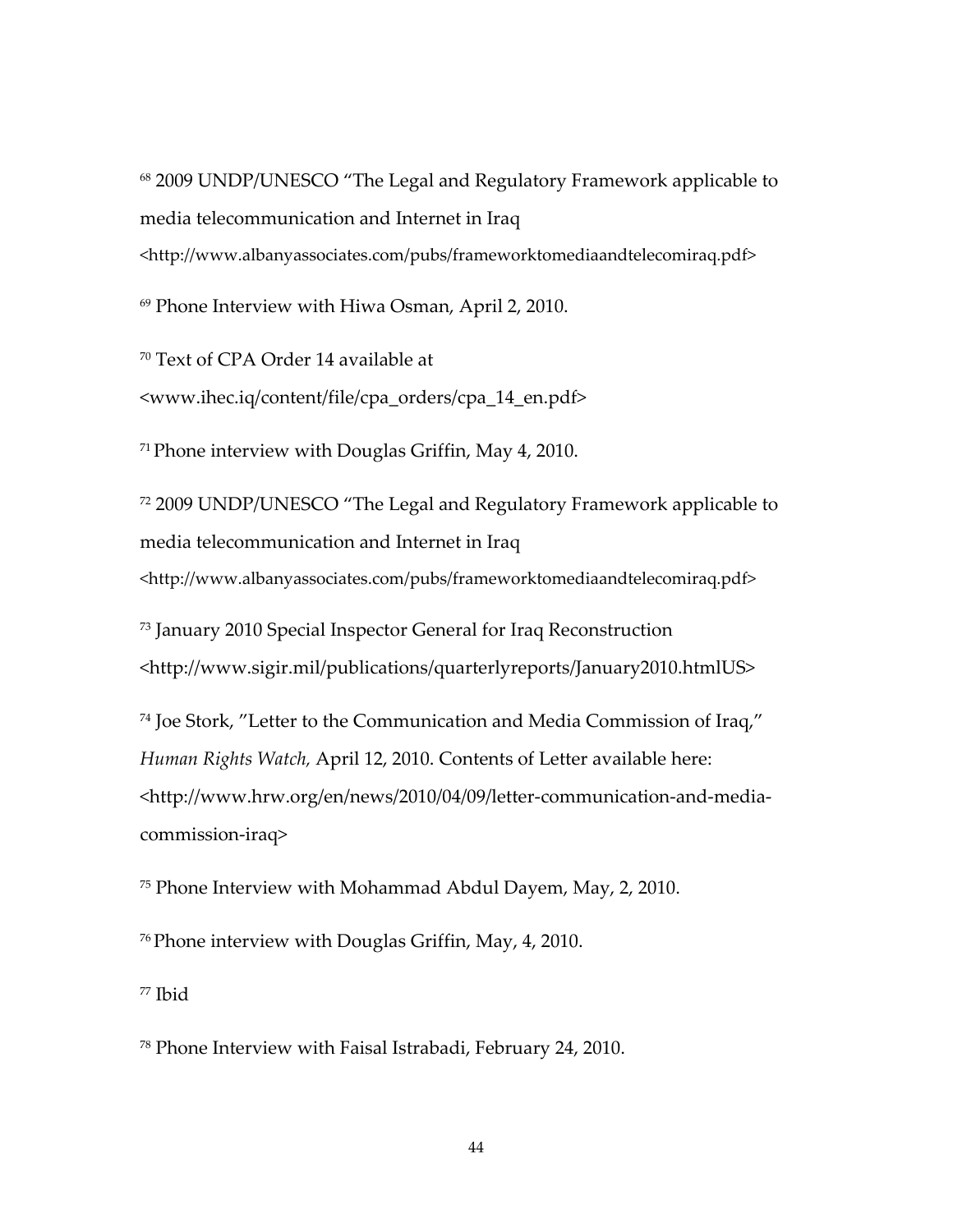[68] 2009 UNDP/UNESCO "The Legal and Regulatory Framework applicable to media telecommunication and Internet in Iraq <http://www.albanyassociates.com/pubs/frameworktomediaandtelecomiraq.pdf>

[69] Phone Interview with Hiwa Osman, April 2, 2010.

[70] Text of CPA Order 14 available at <www.ihec.iq/content/file/cpa_orders/cpa_14_en.pdf>

[71] Phone interview with Douglas Griffin, May 4, 2010.

[72] 2009 UNDP/UNESCO "The Legal and Regulatory Framework applicable to media telecommunication and Internet in Iraq <http://www.albanyassociates.com/pubs/frameworktomediaandtelecomiraq.pdf>

[73] January 2010 Special Inspector General for Iraq Reconstruction <http://www.sigir.mil/publications/quarterlyreports/January2010.htmlUS>

[74] Joe Stork, "Letter to the Communication and Media Commission of Iraq," *Human Rights Watch,* April 12, 2010. Contents of Letter available here: <http://www.hrw.org/en/news/2010/04/09/letter-communication-and-media-commission-iraq>

[75] Phone Interview with Mohammad Abdul Dayem, May, 2, 2010.

[76] Phone interview with Douglas Griffin, May, 4, 2010.

[77] Ibid

[78] Phone Interview with Faisal Istrabadi, February 24, 2010.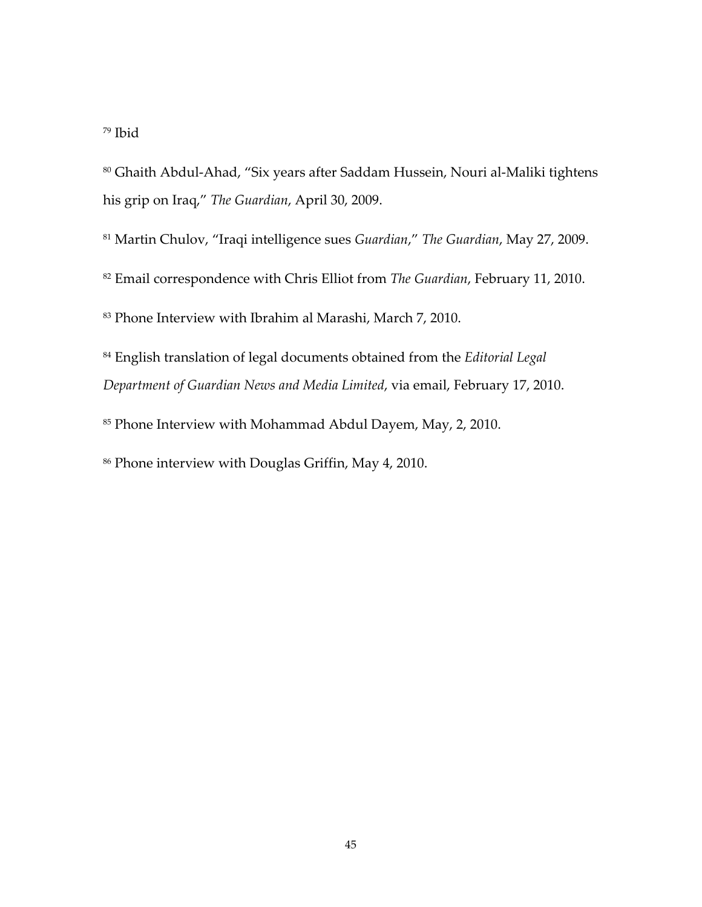[79] Ibid

[80] Ghaith Abdul-Ahad, "Six years after Saddam Hussein, Nouri al-Maliki tightens his grip on Iraq," *The Guardian*, April 30, 2009.

[81] Martin Chulov, "Iraqi intelligence sues *Guardian*," *The Guardian*, May 27, 2009.

[82] Email correspondence with Chris Elliot from *The Guardian*, February 11, 2010.

[83] Phone Interview with Ibrahim al Marashi, March 7, 2010.

[84] English translation of legal documents obtained from the *Editorial Legal Department of Guardian News and Media Limited*, via email, February 17, 2010.

[85] Phone Interview with Mohammad Abdul Dayem, May, 2, 2010.

[86] Phone interview with Douglas Griffin, May 4, 2010.